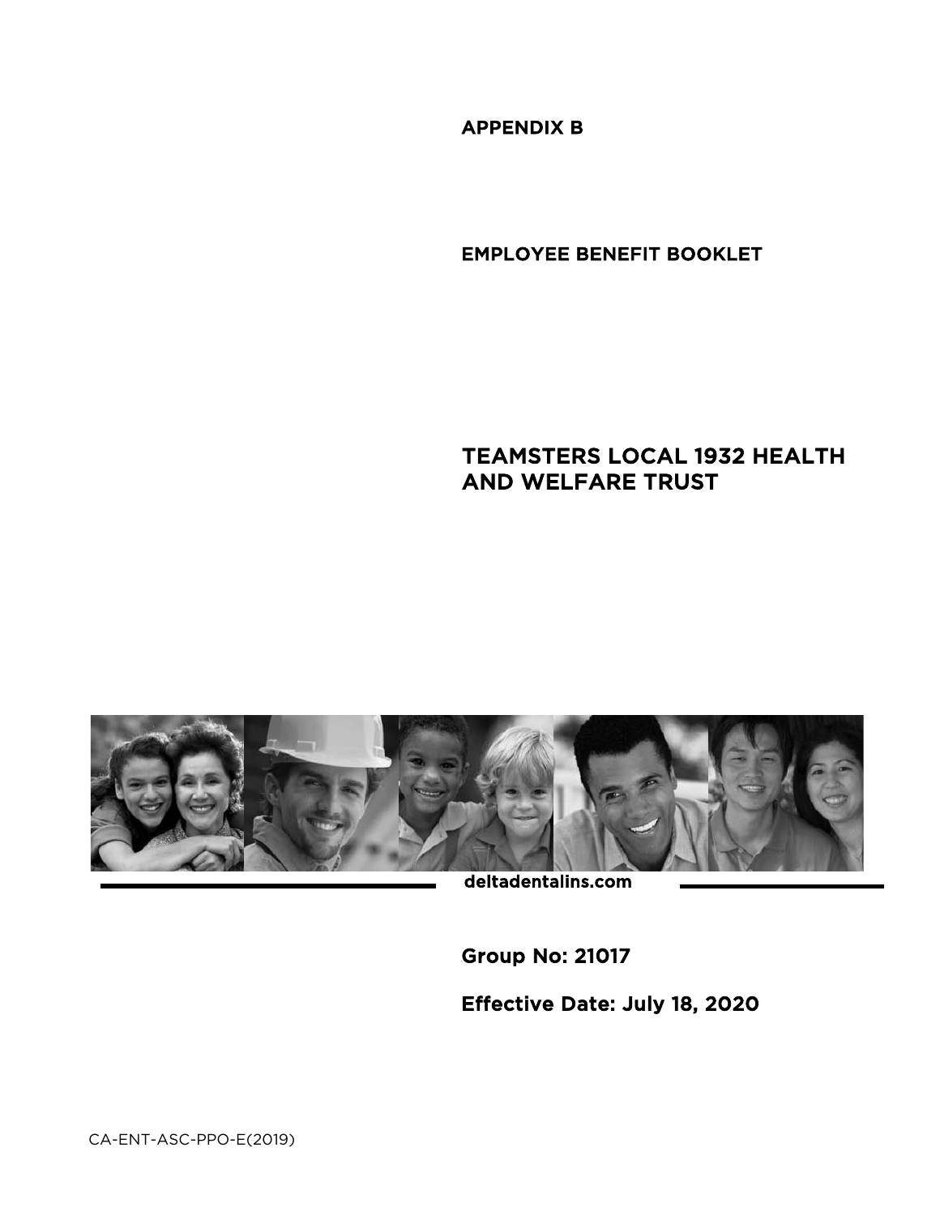**APPENDIX B**

**EMPLOYEE BENEFIT BOOKLET**

# TEAMSTERS LOCAL 1932 HEALTH AND WELFARE TRUST

**deltadentalins.com**

**Group No: 21017**

**Effective Date: July 18, 2020**

CA-ENT-ASC-PPO-E(2019)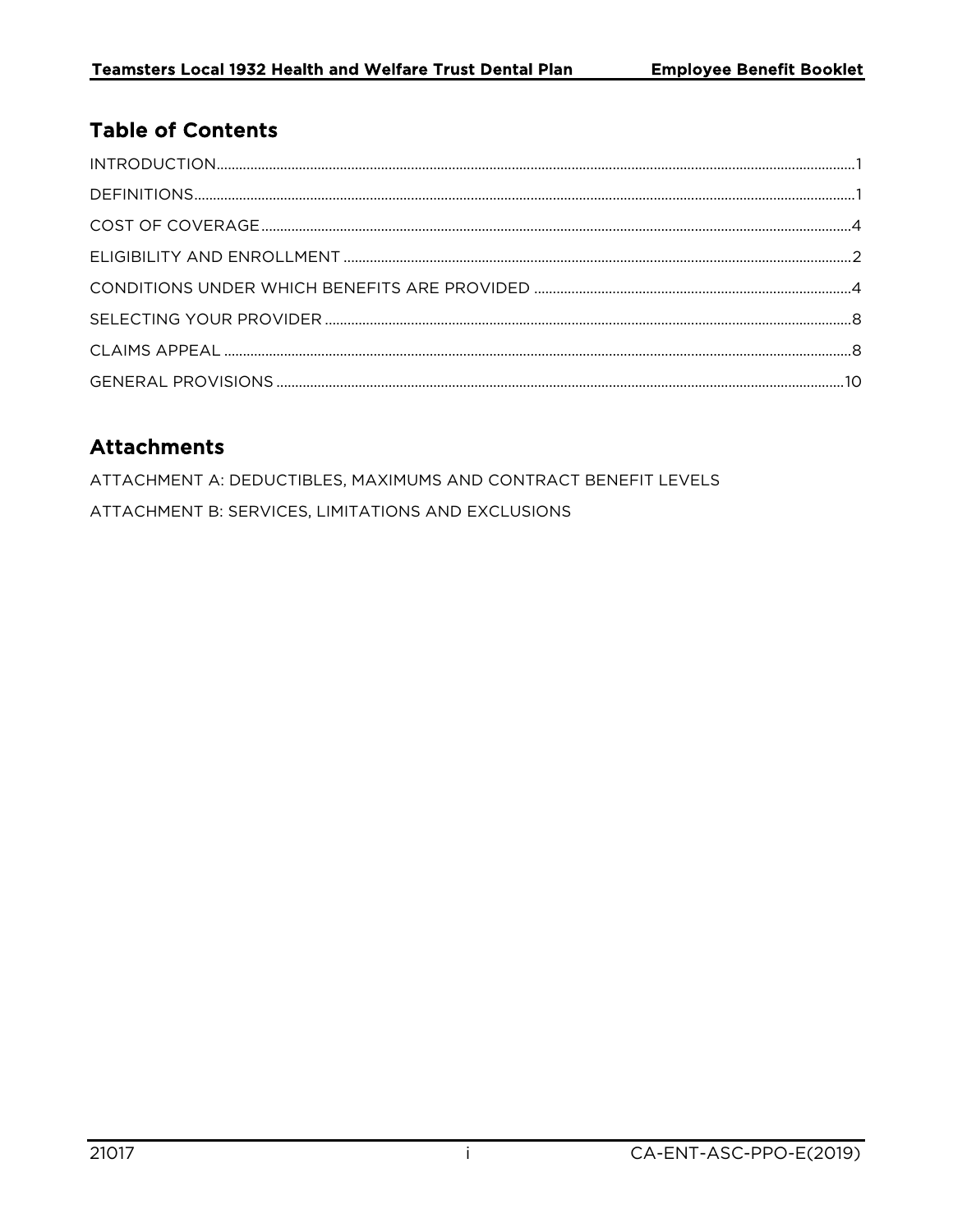## Table of Contents

INTRODUCTION....1

DEFINITIONS....1

COST OF COVERAGE....4

ELIGIBILITY AND ENROLLMENT....2

CONDITIONS UNDER WHICH BENEFITS ARE PROVIDED....4

SELECTING YOUR PROVIDER....8

CLAIMS APPEAL....8

GENERAL PROVISIONS....10

## Attachments

ATTACHMENT A: DEDUCTIBLES, MAXIMUMS AND CONTRACT BENEFIT LEVELS

ATTACHMENT B: SERVICES, LIMITATIONS AND EXCLUSIONS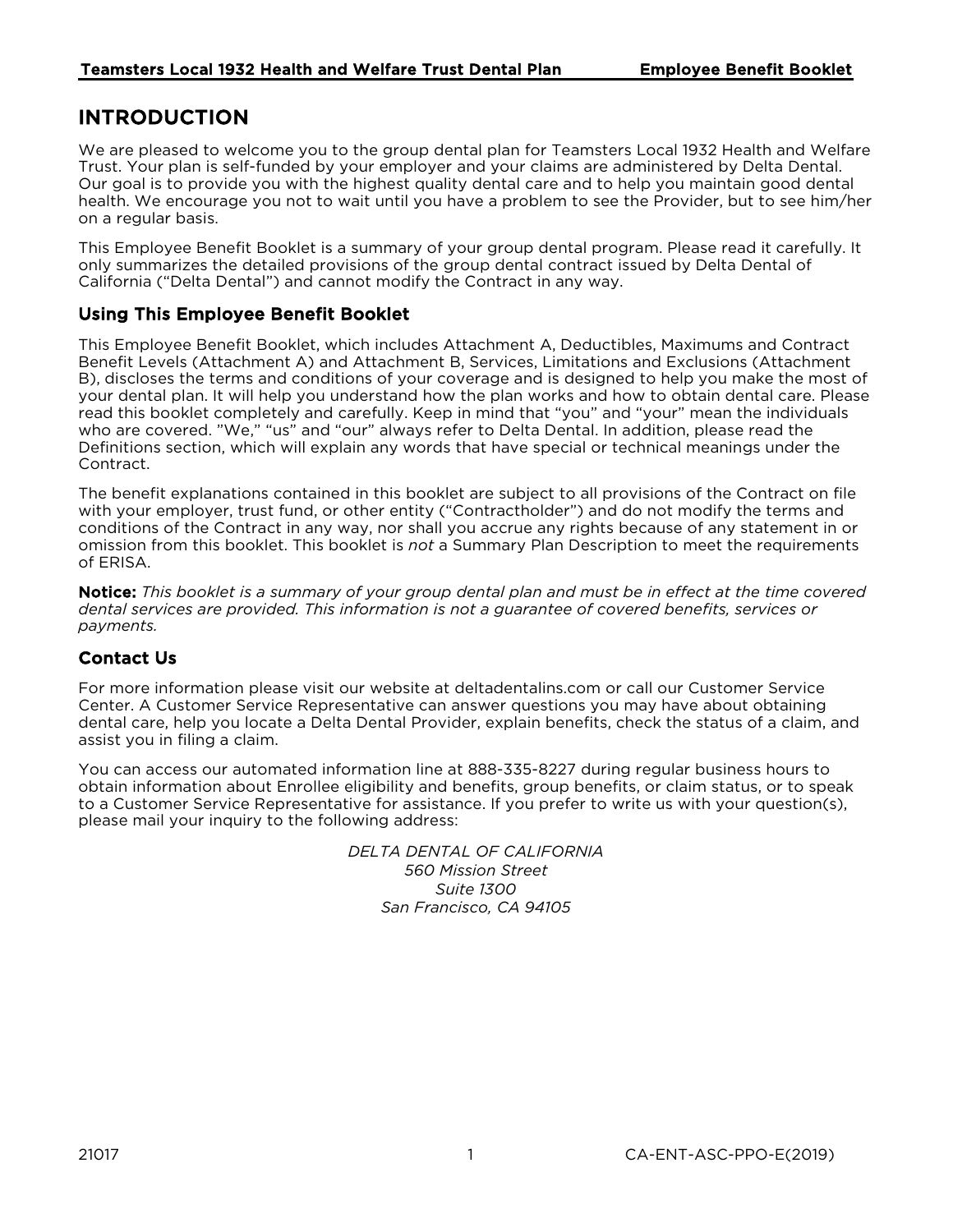# INTRODUCTION

We are pleased to welcome you to the group dental plan for Teamsters Local 1932 Health and Welfare Trust. Your plan is self-funded by your employer and your claims are administered by Delta Dental. Our goal is to provide you with the highest quality dental care and to help you maintain good dental health. We encourage you not to wait until you have a problem to see the Provider, but to see him/her on a regular basis.

This Employee Benefit Booklet is a summary of your group dental program. Please read it carefully. It only summarizes the detailed provisions of the group dental contract issued by Delta Dental of California ("Delta Dental") and cannot modify the Contract in any way.

## Using This Employee Benefit Booklet

This Employee Benefit Booklet, which includes Attachment A, Deductibles, Maximums and Contract Benefit Levels (Attachment A) and Attachment B, Services, Limitations and Exclusions (Attachment B), discloses the terms and conditions of your coverage and is designed to help you make the most of your dental plan. It will help you understand how the plan works and how to obtain dental care. Please read this booklet completely and carefully. Keep in mind that "you" and "your" mean the individuals who are covered. "We," "us" and "our" always refer to Delta Dental. In addition, please read the Definitions section, which will explain any words that have special or technical meanings under the Contract.

The benefit explanations contained in this booklet are subject to all provisions of the Contract on file with your employer, trust fund, or other entity ("Contractholder") and do not modify the terms and conditions of the Contract in any way, nor shall you accrue any rights because of any statement in or omission from this booklet. This booklet is *not* a Summary Plan Description to meet the requirements of ERISA.

**Notice:** *This booklet is a summary of your group dental plan and must be in effect at the time covered dental services are provided. This information is not a guarantee of covered benefits, services or payments.*

## Contact Us

For more information please visit our website at deltadentalins.com or call our Customer Service Center. A Customer Service Representative can answer questions you may have about obtaining dental care, help you locate a Delta Dental Provider, explain benefits, check the status of a claim, and assist you in filing a claim.

You can access our automated information line at 888-335-8227 during regular business hours to obtain information about Enrollee eligibility and benefits, group benefits, or claim status, or to speak to a Customer Service Representative for assistance. If you prefer to write us with your question(s), please mail your inquiry to the following address:

*DELTA DENTAL OF CALIFORNIA*
*560 Mission Street*
*Suite 1300*
*San Francisco, CA 94105*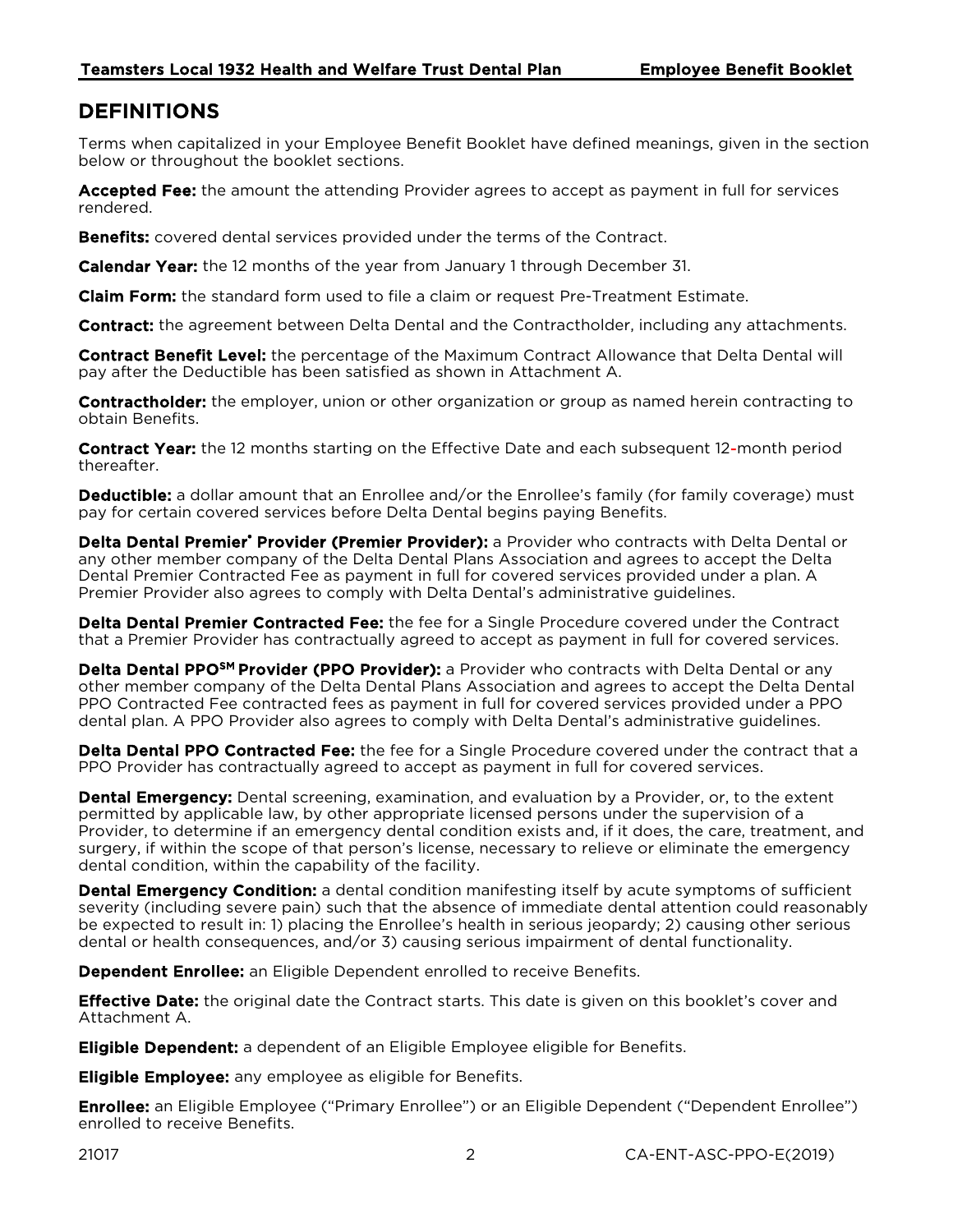## DEFINITIONS

Terms when capitalized in your Employee Benefit Booklet have defined meanings, given in the section below or throughout the booklet sections.

**Accepted Fee:** the amount the attending Provider agrees to accept as payment in full for services rendered.

**Benefits:** covered dental services provided under the terms of the Contract.

**Calendar Year:** the 12 months of the year from January 1 through December 31.

**Claim Form:** the standard form used to file a claim or request Pre-Treatment Estimate.

**Contract:** the agreement between Delta Dental and the Contractholder, including any attachments.

**Contract Benefit Level:** the percentage of the Maximum Contract Allowance that Delta Dental will pay after the Deductible has been satisfied as shown in Attachment A.

**Contractholder:** the employer, union or other organization or group as named herein contracting to obtain Benefits.

**Contract Year:** the 12 months starting on the Effective Date and each subsequent 12-month period thereafter.

**Deductible:** a dollar amount that an Enrollee and/or the Enrollee's family (for family coverage) must pay for certain covered services before Delta Dental begins paying Benefits.

**Delta Dental Premier® Provider (Premier Provider):** a Provider who contracts with Delta Dental or any other member company of the Delta Dental Plans Association and agrees to accept the Delta Dental Premier Contracted Fee as payment in full for covered services provided under a plan. A Premier Provider also agrees to comply with Delta Dental's administrative guidelines.

**Delta Dental Premier Contracted Fee:** the fee for a Single Procedure covered under the Contract that a Premier Provider has contractually agreed to accept as payment in full for covered services.

**Delta Dental PPO℠ Provider (PPO Provider):** a Provider who contracts with Delta Dental or any other member company of the Delta Dental Plans Association and agrees to accept the Delta Dental PPO Contracted Fee contracted fees as payment in full for covered services provided under a PPO dental plan. A PPO Provider also agrees to comply with Delta Dental's administrative guidelines.

**Delta Dental PPO Contracted Fee:** the fee for a Single Procedure covered under the contract that a PPO Provider has contractually agreed to accept as payment in full for covered services.

**Dental Emergency:** Dental screening, examination, and evaluation by a Provider, or, to the extent permitted by applicable law, by other appropriate licensed persons under the supervision of a Provider, to determine if an emergency dental condition exists and, if it does, the care, treatment, and surgery, if within the scope of that person's license, necessary to relieve or eliminate the emergency dental condition, within the capability of the facility.

**Dental Emergency Condition:** a dental condition manifesting itself by acute symptoms of sufficient severity (including severe pain) such that the absence of immediate dental attention could reasonably be expected to result in: 1) placing the Enrollee's health in serious jeopardy; 2) causing other serious dental or health consequences, and/or 3) causing serious impairment of dental functionality.

**Dependent Enrollee:** an Eligible Dependent enrolled to receive Benefits.

**Effective Date:** the original date the Contract starts. This date is given on this booklet's cover and Attachment A.

**Eligible Dependent:** a dependent of an Eligible Employee eligible for Benefits.

**Eligible Employee:** any employee as eligible for Benefits.

**Enrollee:** an Eligible Employee ("Primary Enrollee") or an Eligible Dependent ("Dependent Enrollee") enrolled to receive Benefits.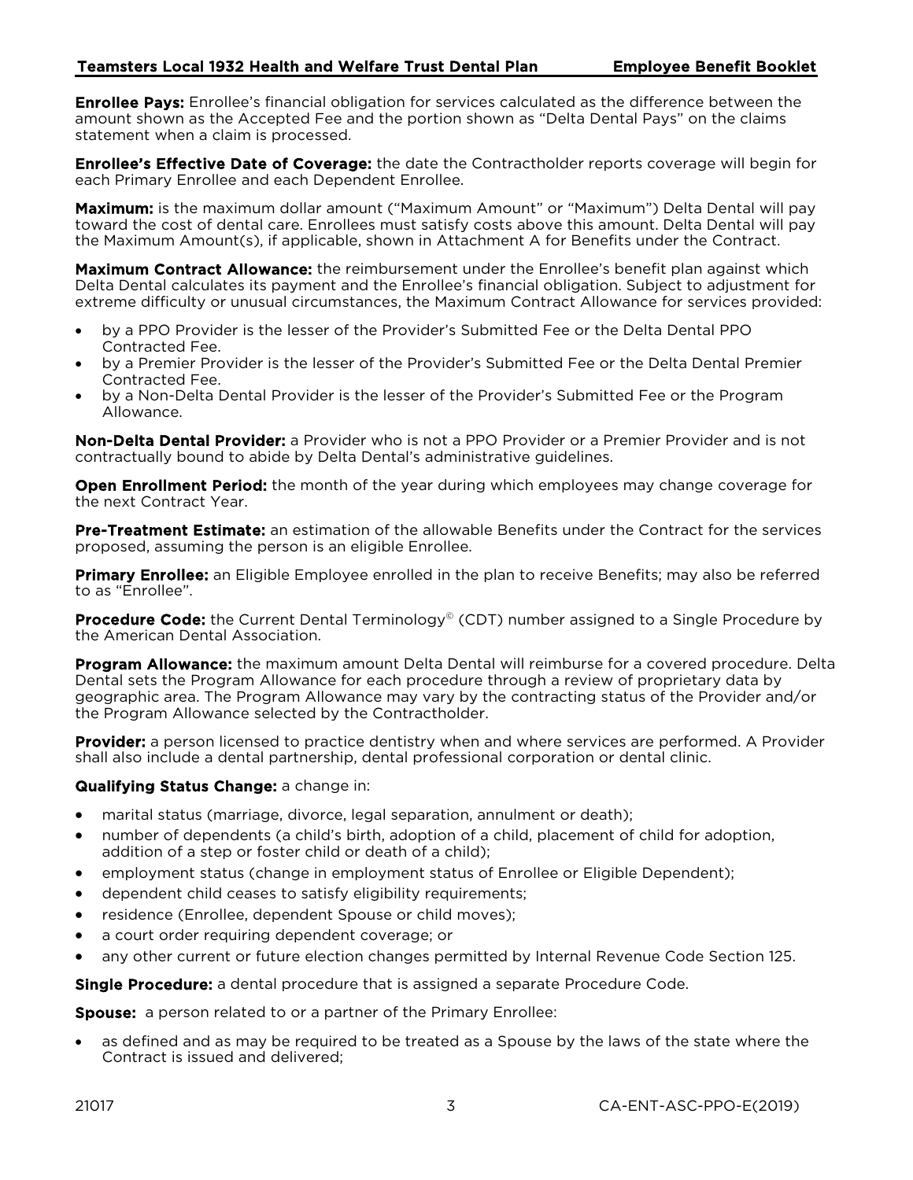**Enrollee Pays:** Enrollee's financial obligation for services calculated as the difference between the amount shown as the Accepted Fee and the portion shown as "Delta Dental Pays" on the claims statement when a claim is processed.

**Enrollee's Effective Date of Coverage:** the date the Contractholder reports coverage will begin for each Primary Enrollee and each Dependent Enrollee.

**Maximum:** is the maximum dollar amount ("Maximum Amount" or "Maximum") Delta Dental will pay toward the cost of dental care. Enrollees must satisfy costs above this amount. Delta Dental will pay the Maximum Amount(s), if applicable, shown in Attachment A for Benefits under the Contract.

**Maximum Contract Allowance:** the reimbursement under the Enrollee's benefit plan against which Delta Dental calculates its payment and the Enrollee's financial obligation. Subject to adjustment for extreme difficulty or unusual circumstances, the Maximum Contract Allowance for services provided:

- by a PPO Provider is the lesser of the Provider's Submitted Fee or the Delta Dental PPO Contracted Fee.
- by a Premier Provider is the lesser of the Provider's Submitted Fee or the Delta Dental Premier Contracted Fee.
- by a Non-Delta Dental Provider is the lesser of the Provider's Submitted Fee or the Program Allowance.

**Non-Delta Dental Provider:** a Provider who is not a PPO Provider or a Premier Provider and is not contractually bound to abide by Delta Dental's administrative guidelines.

**Open Enrollment Period:** the month of the year during which employees may change coverage for the next Contract Year.

**Pre-Treatment Estimate:** an estimation of the allowable Benefits under the Contract for the services proposed, assuming the person is an eligible Enrollee.

**Primary Enrollee:** an Eligible Employee enrolled in the plan to receive Benefits; may also be referred to as "Enrollee".

**Procedure Code:** the Current Dental Terminology© (CDT) number assigned to a Single Procedure by the American Dental Association.

**Program Allowance:** the maximum amount Delta Dental will reimburse for a covered procedure. Delta Dental sets the Program Allowance for each procedure through a review of proprietary data by geographic area. The Program Allowance may vary by the contracting status of the Provider and/or the Program Allowance selected by the Contractholder.

**Provider:** a person licensed to practice dentistry when and where services are performed. A Provider shall also include a dental partnership, dental professional corporation or dental clinic.

**Qualifying Status Change:** a change in:

- marital status (marriage, divorce, legal separation, annulment or death);
- number of dependents (a child's birth, adoption of a child, placement of child for adoption, addition of a step or foster child or death of a child);
- employment status (change in employment status of Enrollee or Eligible Dependent);
- dependent child ceases to satisfy eligibility requirements;
- residence (Enrollee, dependent Spouse or child moves);
- a court order requiring dependent coverage; or
- any other current or future election changes permitted by Internal Revenue Code Section 125.

**Single Procedure:** a dental procedure that is assigned a separate Procedure Code.

**Spouse:** a person related to or a partner of the Primary Enrollee:

- as defined and as may be required to be treated as a Spouse by the laws of the state where the Contract is issued and delivered;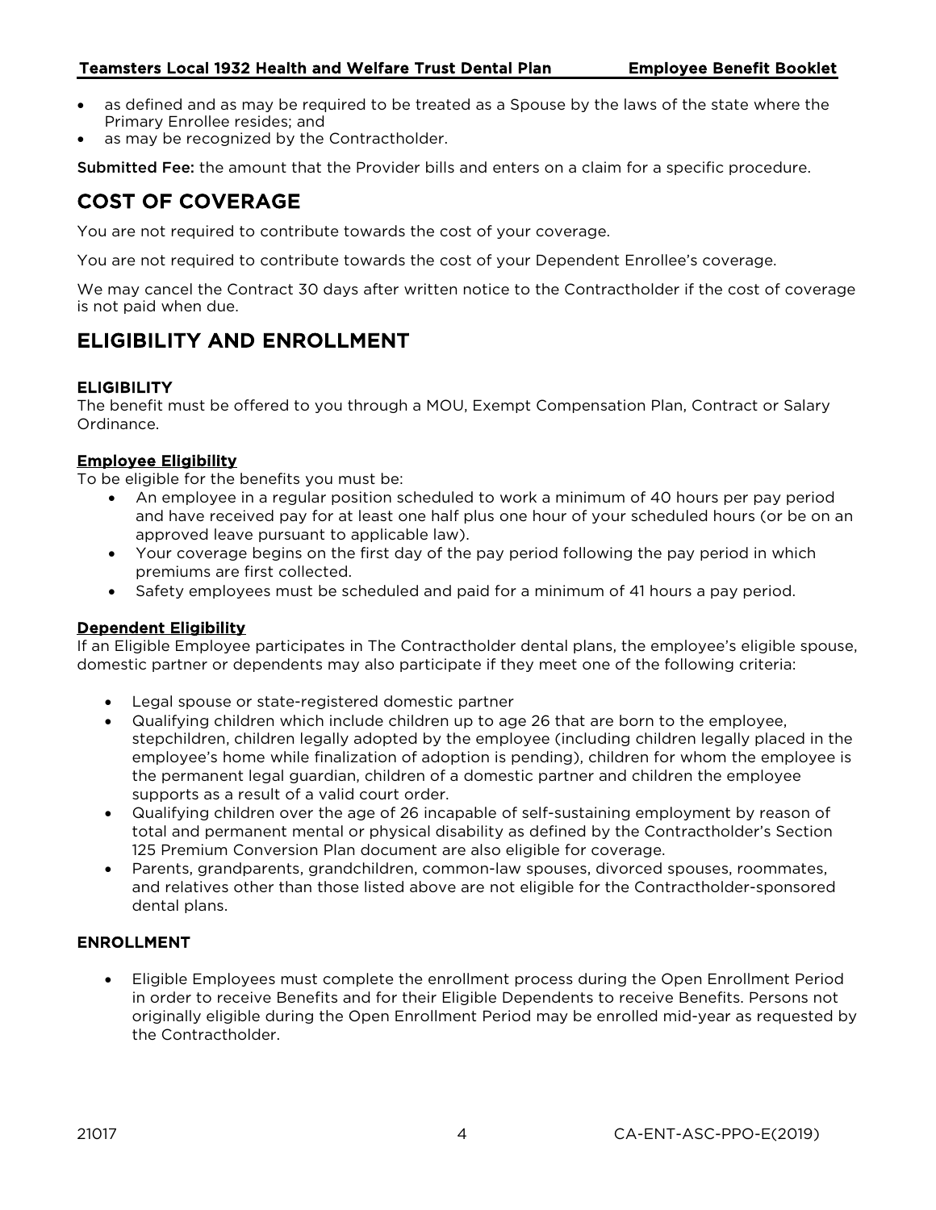- as defined and as may be required to be treated as a Spouse by the laws of the state where the Primary Enrollee resides; and
- as may be recognized by the Contractholder.

**Submitted Fee:** the amount that the Provider bills and enters on a claim for a specific procedure.

# COST OF COVERAGE

You are not required to contribute towards the cost of your coverage.

You are not required to contribute towards the cost of your Dependent Enrollee's coverage.

We may cancel the Contract 30 days after written notice to the Contractholder if the cost of coverage is not paid when due.

# ELIGIBILITY AND ENROLLMENT

## ELIGIBILITY

The benefit must be offered to you through a MOU, Exempt Compensation Plan, Contract or Salary Ordinance.

### Employee Eligibility

To be eligible for the benefits you must be:

- An employee in a regular position scheduled to work a minimum of 40 hours per pay period and have received pay for at least one half plus one hour of your scheduled hours (or be on an approved leave pursuant to applicable law).
- Your coverage begins on the first day of the pay period following the pay period in which premiums are first collected.
- Safety employees must be scheduled and paid for a minimum of 41 hours a pay period.

### Dependent Eligibility

If an Eligible Employee participates in The Contractholder dental plans, the employee's eligible spouse, domestic partner or dependents may also participate if they meet one of the following criteria:

- Legal spouse or state-registered domestic partner
- Qualifying children which include children up to age 26 that are born to the employee, stepchildren, children legally adopted by the employee (including children legally placed in the employee's home while finalization of adoption is pending), children for whom the employee is the permanent legal guardian, children of a domestic partner and children the employee supports as a result of a valid court order.
- Qualifying children over the age of 26 incapable of self-sustaining employment by reason of total and permanent mental or physical disability as defined by the Contractholder's Section 125 Premium Conversion Plan document are also eligible for coverage.
- Parents, grandparents, grandchildren, common-law spouses, divorced spouses, roommates, and relatives other than those listed above are not eligible for the Contractholder-sponsored dental plans.

## ENROLLMENT

- Eligible Employees must complete the enrollment process during the Open Enrollment Period in order to receive Benefits and for their Eligible Dependents to receive Benefits. Persons not originally eligible during the Open Enrollment Period may be enrolled mid-year as requested by the Contractholder.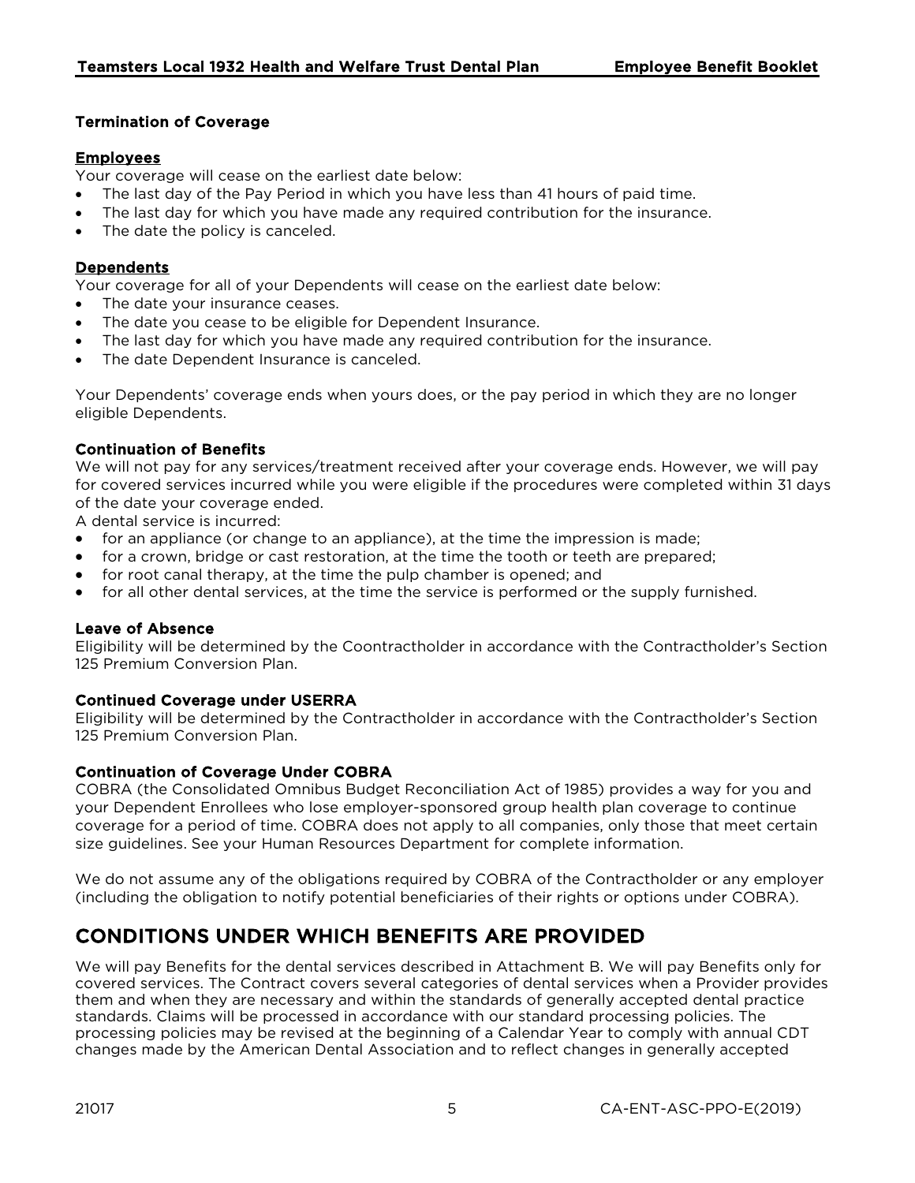### Termination of Coverage

**Employees**

Your coverage will cease on the earliest date below:

- The last day of the Pay Period in which you have less than 41 hours of paid time.
- The last day for which you have made any required contribution for the insurance.
- The date the policy is canceled.

**Dependents**

Your coverage for all of your Dependents will cease on the earliest date below:

- The date your insurance ceases.
- The date you cease to be eligible for Dependent Insurance.
- The last day for which you have made any required contribution for the insurance.
- The date Dependent Insurance is canceled.

Your Dependents' coverage ends when yours does, or the pay period in which they are no longer eligible Dependents.

### Continuation of Benefits

We will not pay for any services/treatment received after your coverage ends. However, we will pay for covered services incurred while you were eligible if the procedures were completed within 31 days of the date your coverage ended.

A dental service is incurred:

- for an appliance (or change to an appliance), at the time the impression is made;
- for a crown, bridge or cast restoration, at the time the tooth or teeth are prepared;
- for root canal therapy, at the time the pulp chamber is opened; and
- for all other dental services, at the time the service is performed or the supply furnished.

### Leave of Absence

Eligibility will be determined by the Coontractholder in accordance with the Contractholder's Section 125 Premium Conversion Plan.

### Continued Coverage under USERRA

Eligibility will be determined by the Contractholder in accordance with the Contractholder's Section 125 Premium Conversion Plan.

### Continuation of Coverage Under COBRA

COBRA (the Consolidated Omnibus Budget Reconciliation Act of 1985) provides a way for you and your Dependent Enrollees who lose employer-sponsored group health plan coverage to continue coverage for a period of time. COBRA does not apply to all companies, only those that meet certain size guidelines. See your Human Resources Department for complete information.

We do not assume any of the obligations required by COBRA of the Contractholder or any employer (including the obligation to notify potential beneficiaries of their rights or options under COBRA).

## CONDITIONS UNDER WHICH BENEFITS ARE PROVIDED

We will pay Benefits for the dental services described in Attachment B. We will pay Benefits only for covered services. The Contract covers several categories of dental services when a Provider provides them and when they are necessary and within the standards of generally accepted dental practice standards. Claims will be processed in accordance with our standard processing policies. The processing policies may be revised at the beginning of a Calendar Year to comply with annual CDT changes made by the American Dental Association and to reflect changes in generally accepted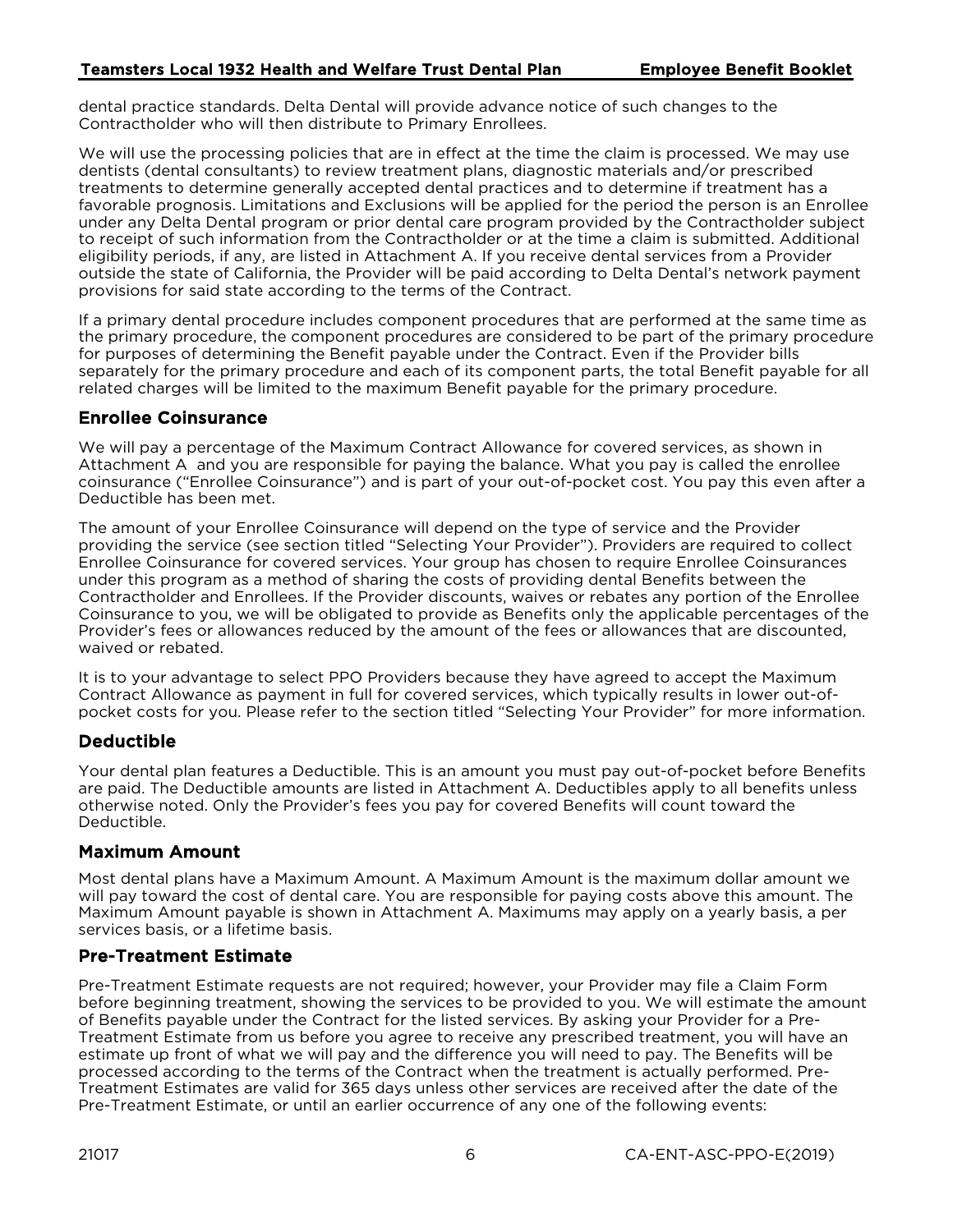dental practice standards. Delta Dental will provide advance notice of such changes to the Contractholder who will then distribute to Primary Enrollees.

We will use the processing policies that are in effect at the time the claim is processed. We may use dentists (dental consultants) to review treatment plans, diagnostic materials and/or prescribed treatments to determine generally accepted dental practices and to determine if treatment has a favorable prognosis. Limitations and Exclusions will be applied for the period the person is an Enrollee under any Delta Dental program or prior dental care program provided by the Contractholder subject to receipt of such information from the Contractholder or at the time a claim is submitted. Additional eligibility periods, if any, are listed in Attachment A. If you receive dental services from a Provider outside the state of California, the Provider will be paid according to Delta Dental's network payment provisions for said state according to the terms of the Contract.

If a primary dental procedure includes component procedures that are performed at the same time as the primary procedure, the component procedures are considered to be part of the primary procedure for purposes of determining the Benefit payable under the Contract. Even if the Provider bills separately for the primary procedure and each of its component parts, the total Benefit payable for all related charges will be limited to the maximum Benefit payable for the primary procedure.

## Enrollee Coinsurance

We will pay a percentage of the Maximum Contract Allowance for covered services, as shown in Attachment A and you are responsible for paying the balance. What you pay is called the enrollee coinsurance ("Enrollee Coinsurance") and is part of your out-of-pocket cost. You pay this even after a Deductible has been met.

The amount of your Enrollee Coinsurance will depend on the type of service and the Provider providing the service (see section titled "Selecting Your Provider"). Providers are required to collect Enrollee Coinsurance for covered services. Your group has chosen to require Enrollee Coinsurances under this program as a method of sharing the costs of providing dental Benefits between the Contractholder and Enrollees. If the Provider discounts, waives or rebates any portion of the Enrollee Coinsurance to you, we will be obligated to provide as Benefits only the applicable percentages of the Provider's fees or allowances reduced by the amount of the fees or allowances that are discounted, waived or rebated.

It is to your advantage to select PPO Providers because they have agreed to accept the Maximum Contract Allowance as payment in full for covered services, which typically results in lower out-of-pocket costs for you. Please refer to the section titled "Selecting Your Provider" for more information.

## Deductible

Your dental plan features a Deductible. This is an amount you must pay out-of-pocket before Benefits are paid. The Deductible amounts are listed in Attachment A. Deductibles apply to all benefits unless otherwise noted. Only the Provider's fees you pay for covered Benefits will count toward the Deductible.

## Maximum Amount

Most dental plans have a Maximum Amount. A Maximum Amount is the maximum dollar amount we will pay toward the cost of dental care. You are responsible for paying costs above this amount. The Maximum Amount payable is shown in Attachment A. Maximums may apply on a yearly basis, a per services basis, or a lifetime basis.

## Pre-Treatment Estimate

Pre-Treatment Estimate requests are not required; however, your Provider may file a Claim Form before beginning treatment, showing the services to be provided to you. We will estimate the amount of Benefits payable under the Contract for the listed services. By asking your Provider for a Pre-Treatment Estimate from us before you agree to receive any prescribed treatment, you will have an estimate up front of what we will pay and the difference you will need to pay. The Benefits will be processed according to the terms of the Contract when the treatment is actually performed. Pre-Treatment Estimates are valid for 365 days unless other services are received after the date of the Pre-Treatment Estimate, or until an earlier occurrence of any one of the following events: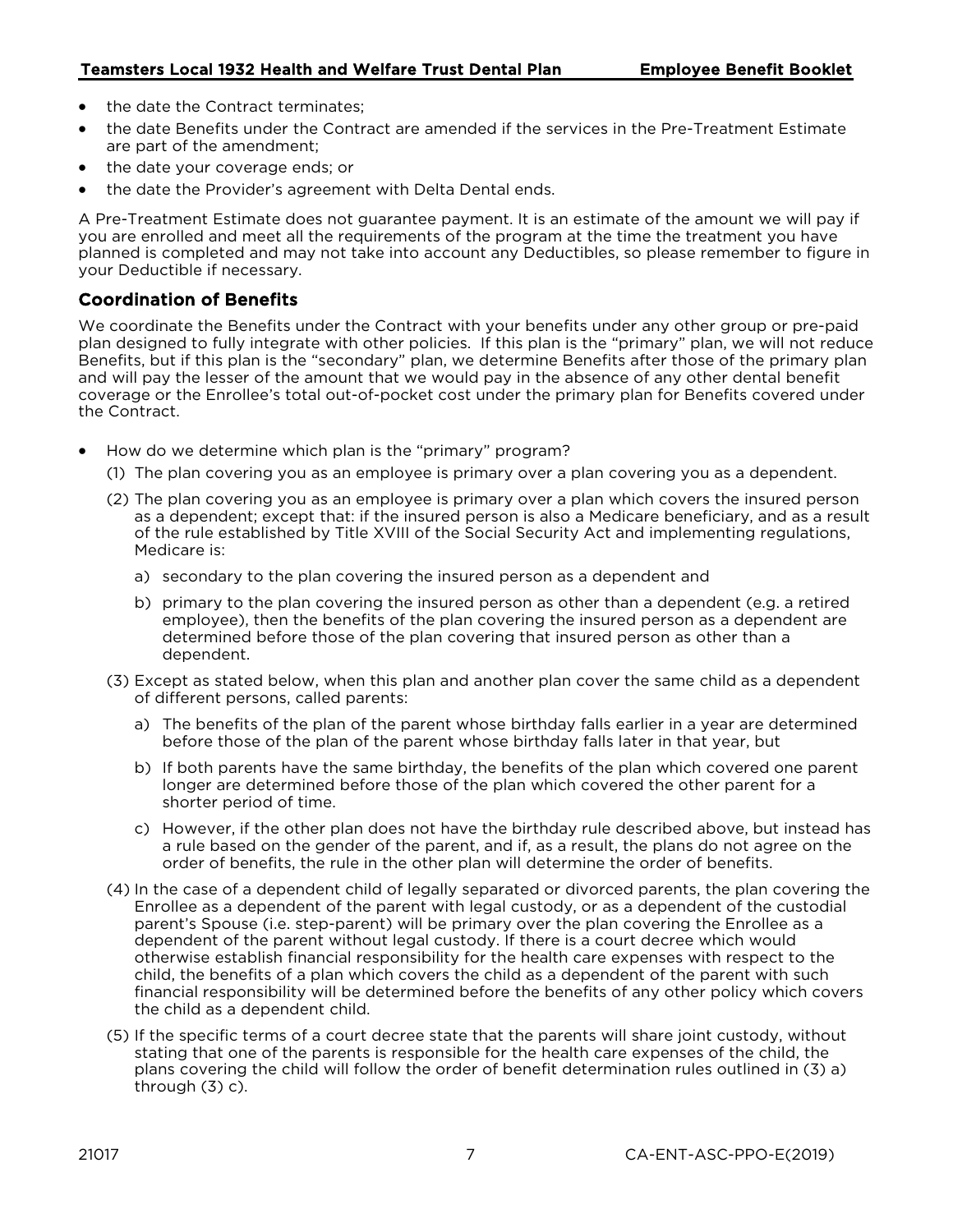- the date the Contract terminates;
- the date Benefits under the Contract are amended if the services in the Pre-Treatment Estimate are part of the amendment;
- the date your coverage ends; or
- the date the Provider's agreement with Delta Dental ends.

A Pre-Treatment Estimate does not guarantee payment. It is an estimate of the amount we will pay if you are enrolled and meet all the requirements of the program at the time the treatment you have planned is completed and may not take into account any Deductibles, so please remember to figure in your Deductible if necessary.

## Coordination of Benefits

We coordinate the Benefits under the Contract with your benefits under any other group or pre-paid plan designed to fully integrate with other policies. If this plan is the "primary" plan, we will not reduce Benefits, but if this plan is the "secondary" plan, we determine Benefits after those of the primary plan and will pay the lesser of the amount that we would pay in the absence of any other dental benefit coverage or the Enrollee's total out-of-pocket cost under the primary plan for Benefits covered under the Contract.

- How do we determine which plan is the "primary" program?
  (1) The plan covering you as an employee is primary over a plan covering you as a dependent.

  (2) The plan covering you as an employee is primary over a plan which covers the insured person as a dependent; except that: if the insured person is also a Medicare beneficiary, and as a result of the rule established by Title XVIII of the Social Security Act and implementing regulations, Medicare is:

  a) secondary to the plan covering the insured person as a dependent and

  b) primary to the plan covering the insured person as other than a dependent (e.g. a retired employee), then the benefits of the plan covering the insured person as a dependent are determined before those of the plan covering that insured person as other than a dependent.

  (3) Except as stated below, when this plan and another plan cover the same child as a dependent of different persons, called parents:

  a) The benefits of the plan of the parent whose birthday falls earlier in a year are determined before those of the plan of the parent whose birthday falls later in that year, but

  b) If both parents have the same birthday, the benefits of the plan which covered one parent longer are determined before those of the plan which covered the other parent for a shorter period of time.

  c) However, if the other plan does not have the birthday rule described above, but instead has a rule based on the gender of the parent, and if, as a result, the plans do not agree on the order of benefits, the rule in the other plan will determine the order of benefits.

  (4) In the case of a dependent child of legally separated or divorced parents, the plan covering the Enrollee as a dependent of the parent with legal custody, or as a dependent of the custodial parent's Spouse (i.e. step-parent) will be primary over the plan covering the Enrollee as a dependent of the parent without legal custody. If there is a court decree which would otherwise establish financial responsibility for the health care expenses with respect to the child, the benefits of a plan which covers the child as a dependent of the parent with such financial responsibility will be determined before the benefits of any other policy which covers the child as a dependent child.

  (5) If the specific terms of a court decree state that the parents will share joint custody, without stating that one of the parents is responsible for the health care expenses of the child, the plans covering the child will follow the order of benefit determination rules outlined in (3) a) through (3) c).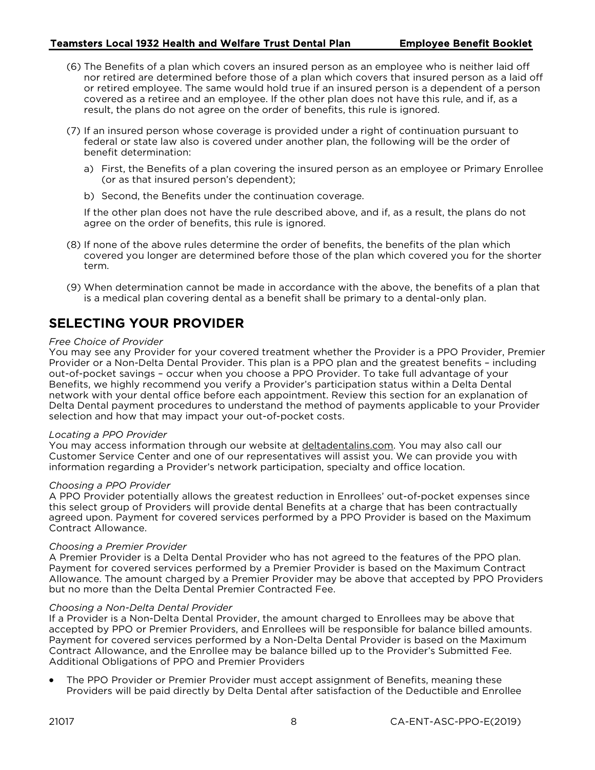(6) The Benefits of a plan which covers an insured person as an employee who is neither laid off nor retired are determined before those of a plan which covers that insured person as a laid off or retired employee. The same would hold true if an insured person is a dependent of a person covered as a retiree and an employee. If the other plan does not have this rule, and if, as a result, the plans do not agree on the order of benefits, this rule is ignored.

(7) If an insured person whose coverage is provided under a right of continuation pursuant to federal or state law also is covered under another plan, the following will be the order of benefit determination:

   a) First, the Benefits of a plan covering the insured person as an employee or Primary Enrollee (or as that insured person's dependent);

   b) Second, the Benefits under the continuation coverage.

   If the other plan does not have the rule described above, and if, as a result, the plans do not agree on the order of benefits, this rule is ignored.

(8) If none of the above rules determine the order of benefits, the benefits of the plan which covered you longer are determined before those of the plan which covered you for the shorter term.

(9) When determination cannot be made in accordance with the above, the benefits of a plan that is a medical plan covering dental as a benefit shall be primary to a dental-only plan.

## SELECTING YOUR PROVIDER

*Free Choice of Provider*
You may see any Provider for your covered treatment whether the Provider is a PPO Provider, Premier Provider or a Non-Delta Dental Provider. This plan is a PPO plan and the greatest benefits – including out-of-pocket savings – occur when you choose a PPO Provider. To take full advantage of your Benefits, we highly recommend you verify a Provider's participation status within a Delta Dental network with your dental office before each appointment. Review this section for an explanation of Delta Dental payment procedures to understand the method of payments applicable to your Provider selection and how that may impact your out-of-pocket costs.

*Locating a PPO Provider*
You may access information through our website at deltadentalins.com. You may also call our Customer Service Center and one of our representatives will assist you. We can provide you with information regarding a Provider's network participation, specialty and office location.

*Choosing a PPO Provider*
A PPO Provider potentially allows the greatest reduction in Enrollees' out-of-pocket expenses since this select group of Providers will provide dental Benefits at a charge that has been contractually agreed upon. Payment for covered services performed by a PPO Provider is based on the Maximum Contract Allowance.

*Choosing a Premier Provider*
A Premier Provider is a Delta Dental Provider who has not agreed to the features of the PPO plan. Payment for covered services performed by a Premier Provider is based on the Maximum Contract Allowance. The amount charged by a Premier Provider may be above that accepted by PPO Providers but no more than the Delta Dental Premier Contracted Fee.

*Choosing a Non-Delta Dental Provider*
If a Provider is a Non-Delta Dental Provider, the amount charged to Enrollees may be above that accepted by PPO or Premier Providers, and Enrollees will be responsible for balance billed amounts. Payment for covered services performed by a Non-Delta Dental Provider is based on the Maximum Contract Allowance, and the Enrollee may be balance billed up to the Provider's Submitted Fee.
Additional Obligations of PPO and Premier Providers

- The PPO Provider or Premier Provider must accept assignment of Benefits, meaning these Providers will be paid directly by Delta Dental after satisfaction of the Deductible and Enrollee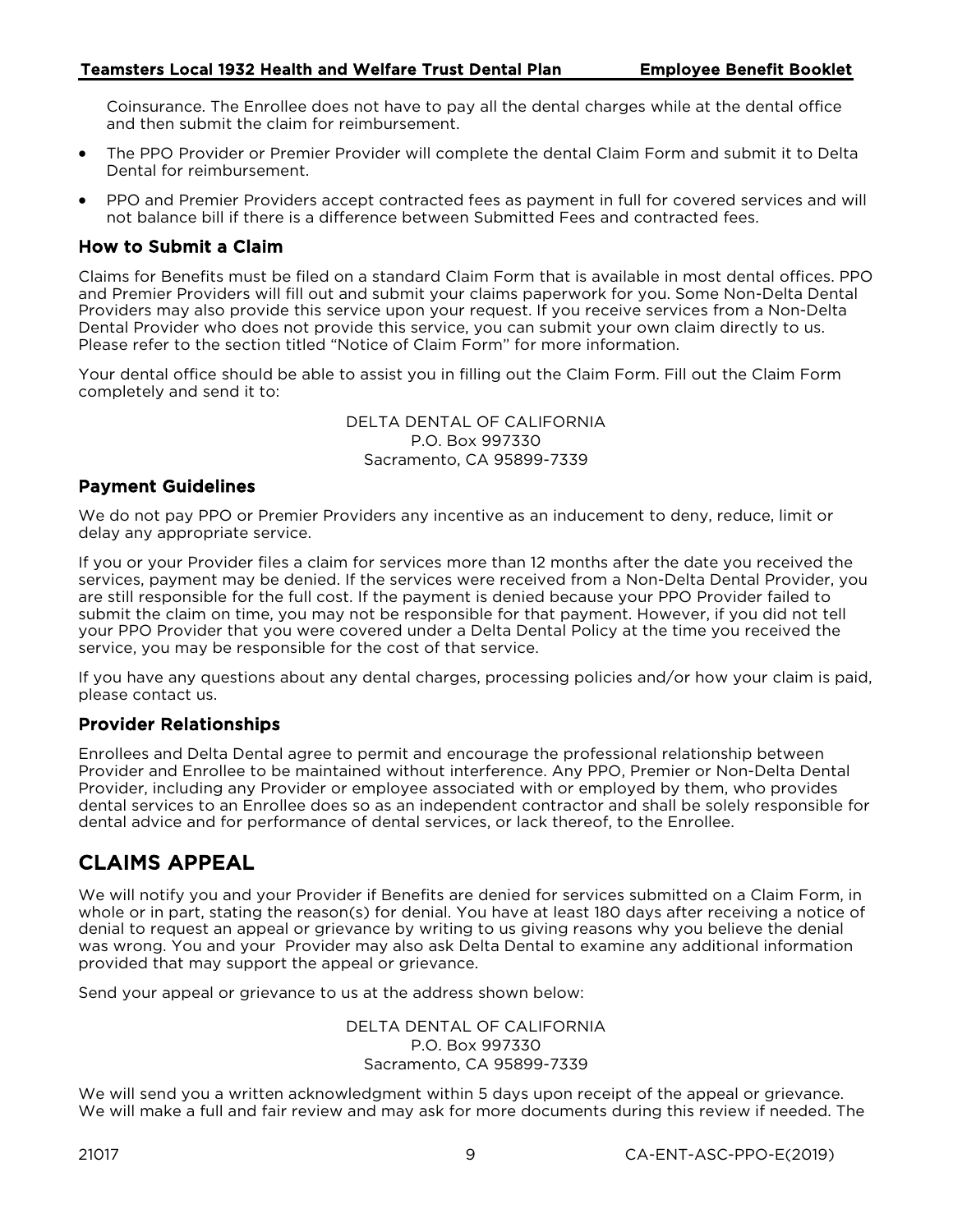Coinsurance. The Enrollee does not have to pay all the dental charges while at the dental office and then submit the claim for reimbursement.

- The PPO Provider or Premier Provider will complete the dental Claim Form and submit it to Delta Dental for reimbursement.
- PPO and Premier Providers accept contracted fees as payment in full for covered services and will not balance bill if there is a difference between Submitted Fees and contracted fees.

### How to Submit a Claim

Claims for Benefits must be filed on a standard Claim Form that is available in most dental offices. PPO and Premier Providers will fill out and submit your claims paperwork for you. Some Non-Delta Dental Providers may also provide this service upon your request. If you receive services from a Non-Delta Dental Provider who does not provide this service, you can submit your own claim directly to us. Please refer to the section titled "Notice of Claim Form" for more information.

Your dental office should be able to assist you in filling out the Claim Form. Fill out the Claim Form completely and send it to:

DELTA DENTAL OF CALIFORNIA
P.O. Box 997330
Sacramento, CA 95899-7339

### Payment Guidelines

We do not pay PPO or Premier Providers any incentive as an inducement to deny, reduce, limit or delay any appropriate service.

If you or your Provider files a claim for services more than 12 months after the date you received the services, payment may be denied. If the services were received from a Non-Delta Dental Provider, you are still responsible for the full cost. If the payment is denied because your PPO Provider failed to submit the claim on time, you may not be responsible for that payment. However, if you did not tell your PPO Provider that you were covered under a Delta Dental Policy at the time you received the service, you may be responsible for the cost of that service.

If you have any questions about any dental charges, processing policies and/or how your claim is paid, please contact us.

### Provider Relationships

Enrollees and Delta Dental agree to permit and encourage the professional relationship between Provider and Enrollee to be maintained without interference. Any PPO, Premier or Non-Delta Dental Provider, including any Provider or employee associated with or employed by them, who provides dental services to an Enrollee does so as an independent contractor and shall be solely responsible for dental advice and for performance of dental services, or lack thereof, to the Enrollee.

## CLAIMS APPEAL

We will notify you and your Provider if Benefits are denied for services submitted on a Claim Form, in whole or in part, stating the reason(s) for denial. You have at least 180 days after receiving a notice of denial to request an appeal or grievance by writing to us giving reasons why you believe the denial was wrong. You and your Provider may also ask Delta Dental to examine any additional information provided that may support the appeal or grievance.

Send your appeal or grievance to us at the address shown below:

DELTA DENTAL OF CALIFORNIA
P.O. Box 997330
Sacramento, CA 95899-7339

We will send you a written acknowledgment within 5 days upon receipt of the appeal or grievance. We will make a full and fair review and may ask for more documents during this review if needed. The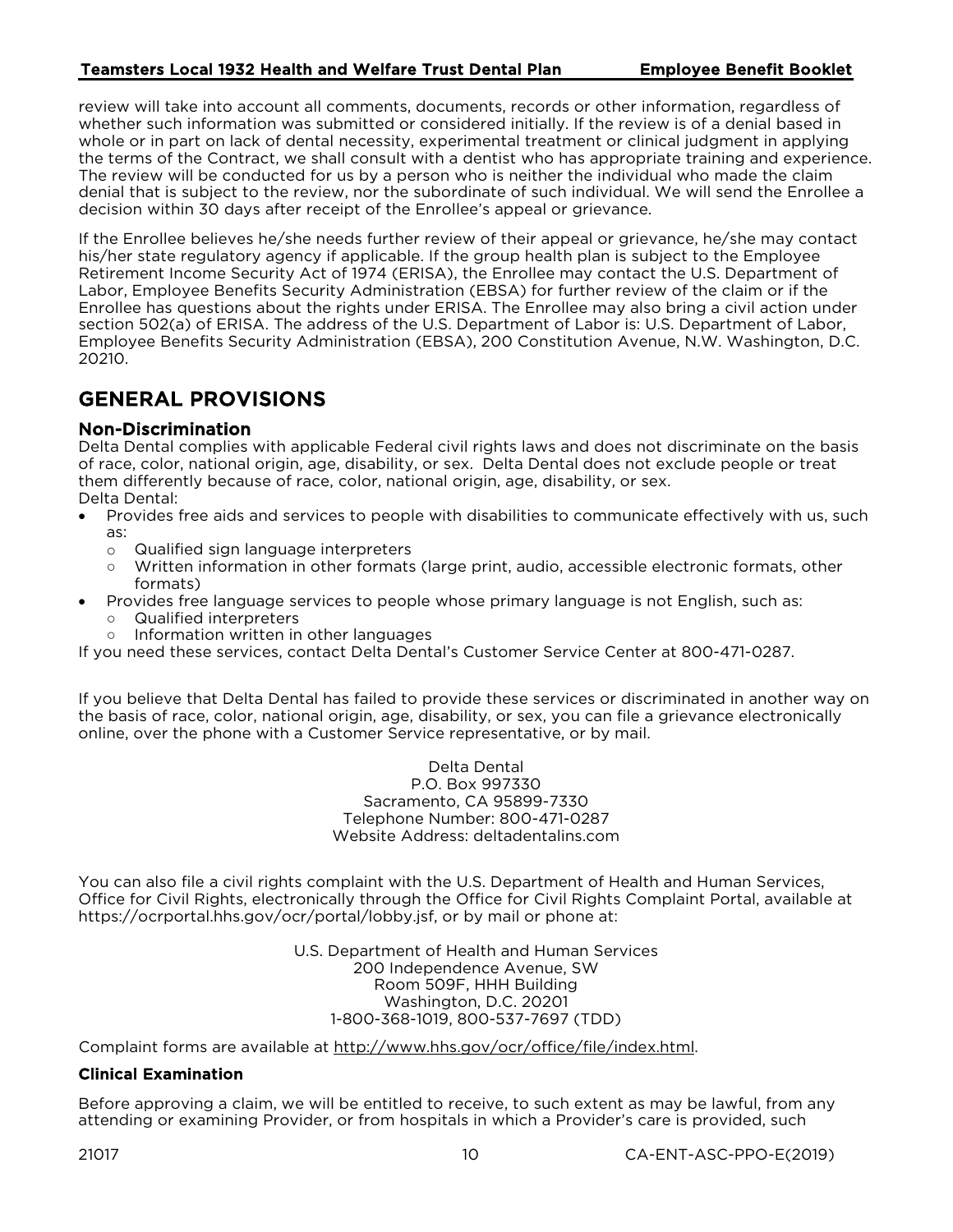review will take into account all comments, documents, records or other information, regardless of whether such information was submitted or considered initially. If the review is of a denial based in whole or in part on lack of dental necessity, experimental treatment or clinical judgment in applying the terms of the Contract, we shall consult with a dentist who has appropriate training and experience. The review will be conducted for us by a person who is neither the individual who made the claim denial that is subject to the review, nor the subordinate of such individual. We will send the Enrollee a decision within 30 days after receipt of the Enrollee's appeal or grievance.

If the Enrollee believes he/she needs further review of their appeal or grievance, he/she may contact his/her state regulatory agency if applicable. If the group health plan is subject to the Employee Retirement Income Security Act of 1974 (ERISA), the Enrollee may contact the U.S. Department of Labor, Employee Benefits Security Administration (EBSA) for further review of the claim or if the Enrollee has questions about the rights under ERISA. The Enrollee may also bring a civil action under section 502(a) of ERISA. The address of the U.S. Department of Labor is: U.S. Department of Labor, Employee Benefits Security Administration (EBSA), 200 Constitution Avenue, N.W. Washington, D.C. 20210.

## GENERAL PROVISIONS

### Non-Discrimination

Delta Dental complies with applicable Federal civil rights laws and does not discriminate on the basis of race, color, national origin, age, disability, or sex. Delta Dental does not exclude people or treat them differently because of race, color, national origin, age, disability, or sex.
Delta Dental:

- Provides free aids and services to people with disabilities to communicate effectively with us, such as:
  - Qualified sign language interpreters
  - Written information in other formats (large print, audio, accessible electronic formats, other formats)
- Provides free language services to people whose primary language is not English, such as:
  - Qualified interpreters
  - Information written in other languages

If you need these services, contact Delta Dental's Customer Service Center at 800-471-0287.

If you believe that Delta Dental has failed to provide these services or discriminated in another way on the basis of race, color, national origin, age, disability, or sex, you can file a grievance electronically online, over the phone with a Customer Service representative, or by mail.

Delta Dental
P.O. Box 997330
Sacramento, CA 95899-7330
Telephone Number: 800-471-0287
Website Address: deltadentalins.com

You can also file a civil rights complaint with the U.S. Department of Health and Human Services, Office for Civil Rights, electronically through the Office for Civil Rights Complaint Portal, available at https://ocrportal.hhs.gov/ocr/portal/lobby.jsf, or by mail or phone at:

U.S. Department of Health and Human Services
200 Independence Avenue, SW
Room 509F, HHH Building
Washington, D.C. 20201
1-800-368-1019, 800-537-7697 (TDD)

Complaint forms are available at http://www.hhs.gov/ocr/office/file/index.html.

#### Clinical Examination

Before approving a claim, we will be entitled to receive, to such extent as may be lawful, from any attending or examining Provider, or from hospitals in which a Provider's care is provided, such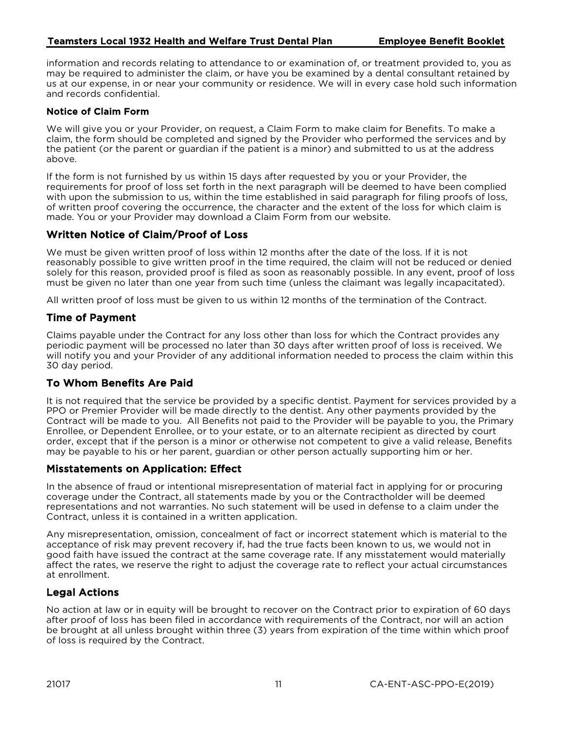information and records relating to attendance to or examination of, or treatment provided to, you as may be required to administer the claim, or have you be examined by a dental consultant retained by us at our expense, in or near your community or residence. We will in every case hold such information and records confidential.

### Notice of Claim Form

We will give you or your Provider, on request, a Claim Form to make claim for Benefits. To make a claim, the form should be completed and signed by the Provider who performed the services and by the patient (or the parent or guardian if the patient is a minor) and submitted to us at the address above.

If the form is not furnished by us within 15 days after requested by you or your Provider, the requirements for proof of loss set forth in the next paragraph will be deemed to have been complied with upon the submission to us, within the time established in said paragraph for filing proofs of loss, of written proof covering the occurrence, the character and the extent of the loss for which claim is made. You or your Provider may download a Claim Form from our website.

## Written Notice of Claim/Proof of Loss

We must be given written proof of loss within 12 months after the date of the loss. If it is not reasonably possible to give written proof in the time required, the claim will not be reduced or denied solely for this reason, provided proof is filed as soon as reasonably possible. In any event, proof of loss must be given no later than one year from such time (unless the claimant was legally incapacitated).

All written proof of loss must be given to us within 12 months of the termination of the Contract.

## Time of Payment

Claims payable under the Contract for any loss other than loss for which the Contract provides any periodic payment will be processed no later than 30 days after written proof of loss is received. We will notify you and your Provider of any additional information needed to process the claim within this 30 day period.

## To Whom Benefits Are Paid

It is not required that the service be provided by a specific dentist. Payment for services provided by a PPO or Premier Provider will be made directly to the dentist. Any other payments provided by the Contract will be made to you. All Benefits not paid to the Provider will be payable to you, the Primary Enrollee, or Dependent Enrollee, or to your estate, or to an alternate recipient as directed by court order, except that if the person is a minor or otherwise not competent to give a valid release, Benefits may be payable to his or her parent, guardian or other person actually supporting him or her.

## Misstatements on Application: Effect

In the absence of fraud or intentional misrepresentation of material fact in applying for or procuring coverage under the Contract, all statements made by you or the Contractholder will be deemed representations and not warranties. No such statement will be used in defense to a claim under the Contract, unless it is contained in a written application.

Any misrepresentation, omission, concealment of fact or incorrect statement which is material to the acceptance of risk may prevent recovery if, had the true facts been known to us, we would not in good faith have issued the contract at the same coverage rate. If any misstatement would materially affect the rates, we reserve the right to adjust the coverage rate to reflect your actual circumstances at enrollment.

## Legal Actions

No action at law or in equity will be brought to recover on the Contract prior to expiration of 60 days after proof of loss has been filed in accordance with requirements of the Contract, nor will an action be brought at all unless brought within three (3) years from expiration of the time within which proof of loss is required by the Contract.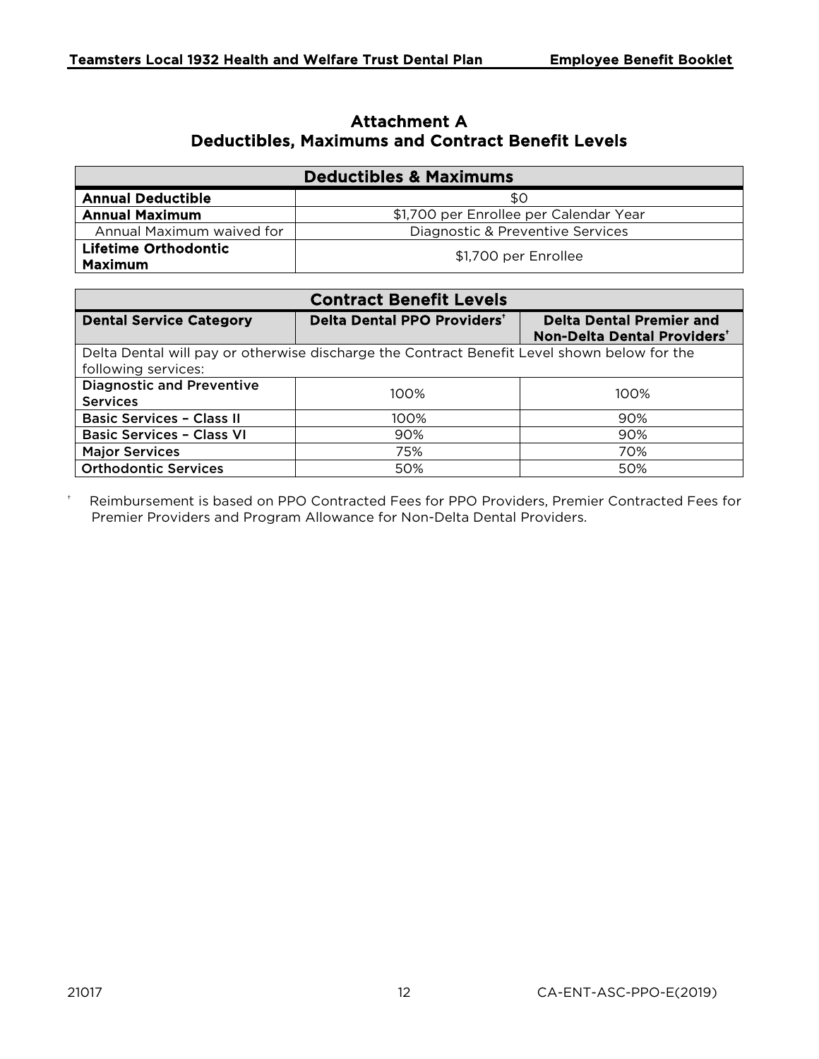# Attachment A
## Deductibles, Maximums and Contract Benefit Levels

| Deductibles & Maximums | |
|---|---|
| **Annual Deductible** | $0 |
| **Annual Maximum** | $1,700 per Enrollee per Calendar Year |
| Annual Maximum waived for | Diagnostic & Preventive Services |
| **Lifetime Orthodontic Maximum** | $1,700 per Enrollee |

| Contract Benefit Levels | | |
|---|---|---|
| **Dental Service Category** | **Delta Dental PPO Providers†** | **Delta Dental Premier and Non-Delta Dental Providers†** |
| Delta Dental will pay or otherwise discharge the Contract Benefit Level shown below for the following services: | | |
| Diagnostic and Preventive Services | 100% | 100% |
| Basic Services – Class II | 100% | 90% |
| Basic Services – Class VI | 90% | 90% |
| Major Services | 75% | 70% |
| Orthodontic Services | 50% | 50% |

† Reimbursement is based on PPO Contracted Fees for PPO Providers, Premier Contracted Fees for Premier Providers and Program Allowance for Non-Delta Dental Providers.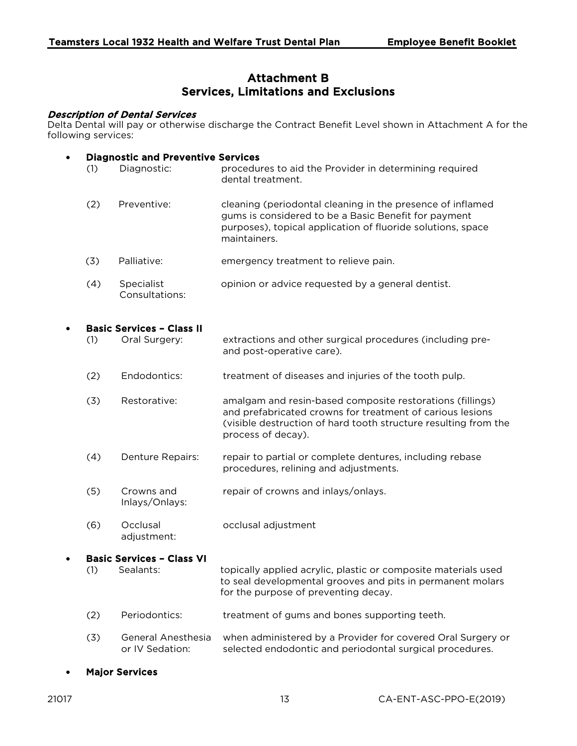# Attachment B
## Services, Limitations and Exclusions

***Description of Dental Services***

Delta Dental will pay or otherwise discharge the Contract Benefit Level shown in Attachment A for the following services:

- **Diagnostic and Preventive Services**
  - (1) Diagnostic: procedures to aid the Provider in determining required dental treatment.
  - (2) Preventive: cleaning (periodontal cleaning in the presence of inflamed gums is considered to be a Basic Benefit for payment purposes), topical application of fluoride solutions, space maintainers.
  - (3) Palliative: emergency treatment to relieve pain.
  - (4) Specialist Consultations: opinion or advice requested by a general dentist.

- **Basic Services – Class II**
  - (1) Oral Surgery: extractions and other surgical procedures (including pre- and post-operative care).
  - (2) Endodontics: treatment of diseases and injuries of the tooth pulp.
  - (3) Restorative: amalgam and resin-based composite restorations (fillings) and prefabricated crowns for treatment of carious lesions (visible destruction of hard tooth structure resulting from the process of decay).
  - (4) Denture Repairs: repair to partial or complete dentures, including rebase procedures, relining and adjustments.
  - (5) Crowns and Inlays/Onlays: repair of crowns and inlays/onlays.
  - (6) Occlusal adjustment: occlusal adjustment

- **Basic Services – Class VI**
  - (1) Sealants: topically applied acrylic, plastic or composite materials used to seal developmental grooves and pits in permanent molars for the purpose of preventing decay.
  - (2) Periodontics: treatment of gums and bones supporting teeth.
  - (3) General Anesthesia or IV Sedation: when administered by a Provider for covered Oral Surgery or selected endodontic and periodontal surgical procedures.

- **Major Services**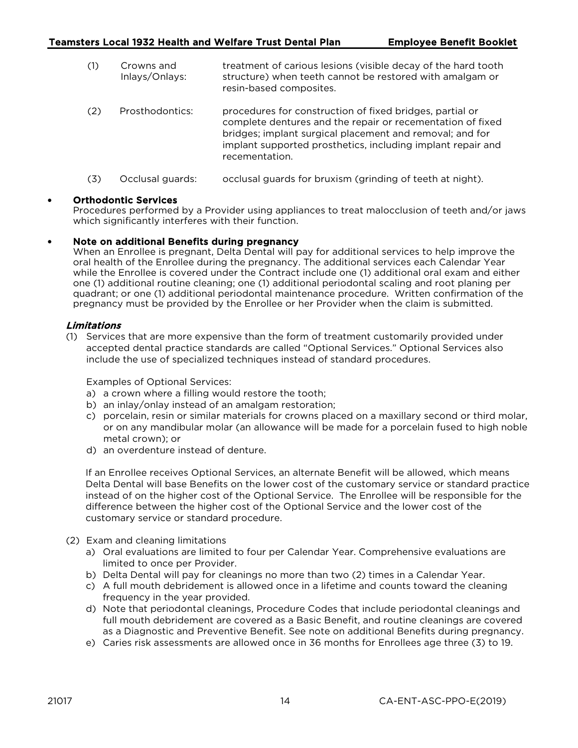(1) Crowns and Inlays/Onlays: treatment of carious lesions (visible decay of the hard tooth structure) when teeth cannot be restored with amalgam or resin-based composites.

(2) Prosthodontics: procedures for construction of fixed bridges, partial or complete dentures and the repair or recementation of fixed bridges; implant surgical placement and removal; and for implant supported prosthetics, including implant repair and recementation.

(3) Occlusal guards: occlusal guards for bruxism (grinding of teeth at night).

- **Orthodontic Services**
  Procedures performed by a Provider using appliances to treat malocclusion of teeth and/or jaws which significantly interferes with their function.

- **Note on additional Benefits during pregnancy**
  When an Enrollee is pregnant, Delta Dental will pay for additional services to help improve the oral health of the Enrollee during the pregnancy. The additional services each Calendar Year while the Enrollee is covered under the Contract include one (1) additional oral exam and either one (1) additional routine cleaning; one (1) additional periodontal scaling and root planing per quadrant; or one (1) additional periodontal maintenance procedure. Written confirmation of the pregnancy must be provided by the Enrollee or her Provider when the claim is submitted.

### *Limitations*

(1) Services that are more expensive than the form of treatment customarily provided under accepted dental practice standards are called "Optional Services." Optional Services also include the use of specialized techniques instead of standard procedures.

Examples of Optional Services:

a) a crown where a filling would restore the tooth;
b) an inlay/onlay instead of an amalgam restoration;
c) porcelain, resin or similar materials for crowns placed on a maxillary second or third molar, or on any mandibular molar (an allowance will be made for a porcelain fused to high noble metal crown); or
d) an overdenture instead of denture.

If an Enrollee receives Optional Services, an alternate Benefit will be allowed, which means Delta Dental will base Benefits on the lower cost of the customary service or standard practice instead of on the higher cost of the Optional Service. The Enrollee will be responsible for the difference between the higher cost of the Optional Service and the lower cost of the customary service or standard procedure.

(2) Exam and cleaning limitations

a) Oral evaluations are limited to four per Calendar Year. Comprehensive evaluations are limited to once per Provider.
b) Delta Dental will pay for cleanings no more than two (2) times in a Calendar Year.
c) A full mouth debridement is allowed once in a lifetime and counts toward the cleaning frequency in the year provided.
d) Note that periodontal cleanings, Procedure Codes that include periodontal cleanings and full mouth debridement are covered as a Basic Benefit, and routine cleanings are covered as a Diagnostic and Preventive Benefit. See note on additional Benefits during pregnancy.
e) Caries risk assessments are allowed once in 36 months for Enrollees age three (3) to 19.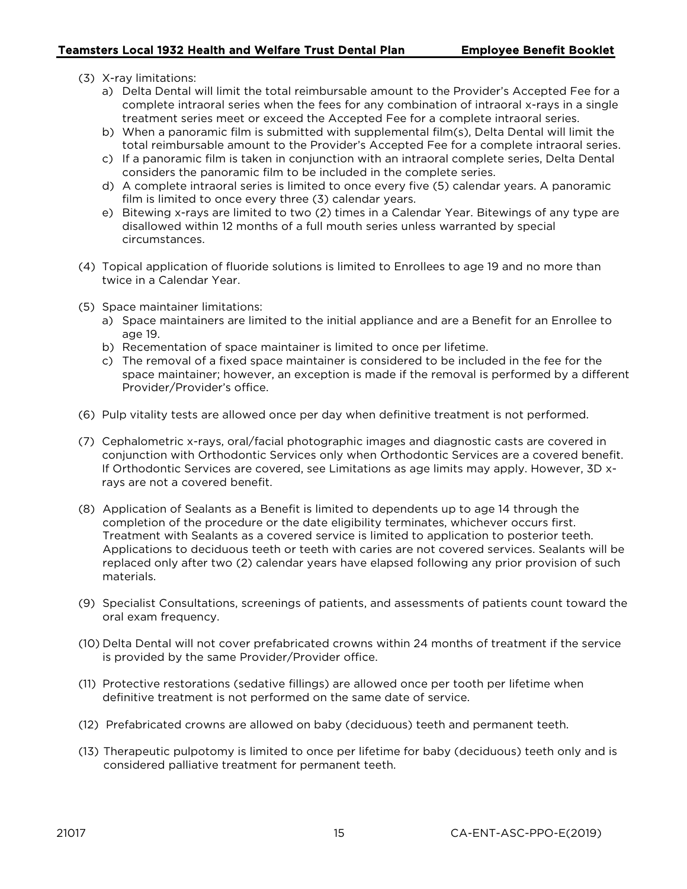(3) X-ray limitations:
   a) Delta Dental will limit the total reimbursable amount to the Provider's Accepted Fee for a complete intraoral series when the fees for any combination of intraoral x-rays in a single treatment series meet or exceed the Accepted Fee for a complete intraoral series.
   b) When a panoramic film is submitted with supplemental film(s), Delta Dental will limit the total reimbursable amount to the Provider's Accepted Fee for a complete intraoral series.
   c) If a panoramic film is taken in conjunction with an intraoral complete series, Delta Dental considers the panoramic film to be included in the complete series.
   d) A complete intraoral series is limited to once every five (5) calendar years. A panoramic film is limited to once every three (3) calendar years.
   e) Bitewing x-rays are limited to two (2) times in a Calendar Year. Bitewings of any type are disallowed within 12 months of a full mouth series unless warranted by special circumstances.

(4) Topical application of fluoride solutions is limited to Enrollees to age 19 and no more than twice in a Calendar Year.

(5) Space maintainer limitations:
   a) Space maintainers are limited to the initial appliance and are a Benefit for an Enrollee to age 19.
   b) Recementation of space maintainer is limited to once per lifetime.
   c) The removal of a fixed space maintainer is considered to be included in the fee for the space maintainer; however, an exception is made if the removal is performed by a different Provider/Provider's office.

(6) Pulp vitality tests are allowed once per day when definitive treatment is not performed.

(7) Cephalometric x-rays, oral/facial photographic images and diagnostic casts are covered in conjunction with Orthodontic Services only when Orthodontic Services are a covered benefit. If Orthodontic Services are covered, see Limitations as age limits may apply. However, 3D x-rays are not a covered benefit.

(8) Application of Sealants as a Benefit is limited to dependents up to age 14 through the completion of the procedure or the date eligibility terminates, whichever occurs first. Treatment with Sealants as a covered service is limited to application to posterior teeth. Applications to deciduous teeth or teeth with caries are not covered services. Sealants will be replaced only after two (2) calendar years have elapsed following any prior provision of such materials.

(9) Specialist Consultations, screenings of patients, and assessments of patients count toward the oral exam frequency.

(10) Delta Dental will not cover prefabricated crowns within 24 months of treatment if the service is provided by the same Provider/Provider office.

(11) Protective restorations (sedative fillings) are allowed once per tooth per lifetime when definitive treatment is not performed on the same date of service.

(12) Prefabricated crowns are allowed on baby (deciduous) teeth and permanent teeth.

(13) Therapeutic pulpotomy is limited to once per lifetime for baby (deciduous) teeth only and is considered palliative treatment for permanent teeth.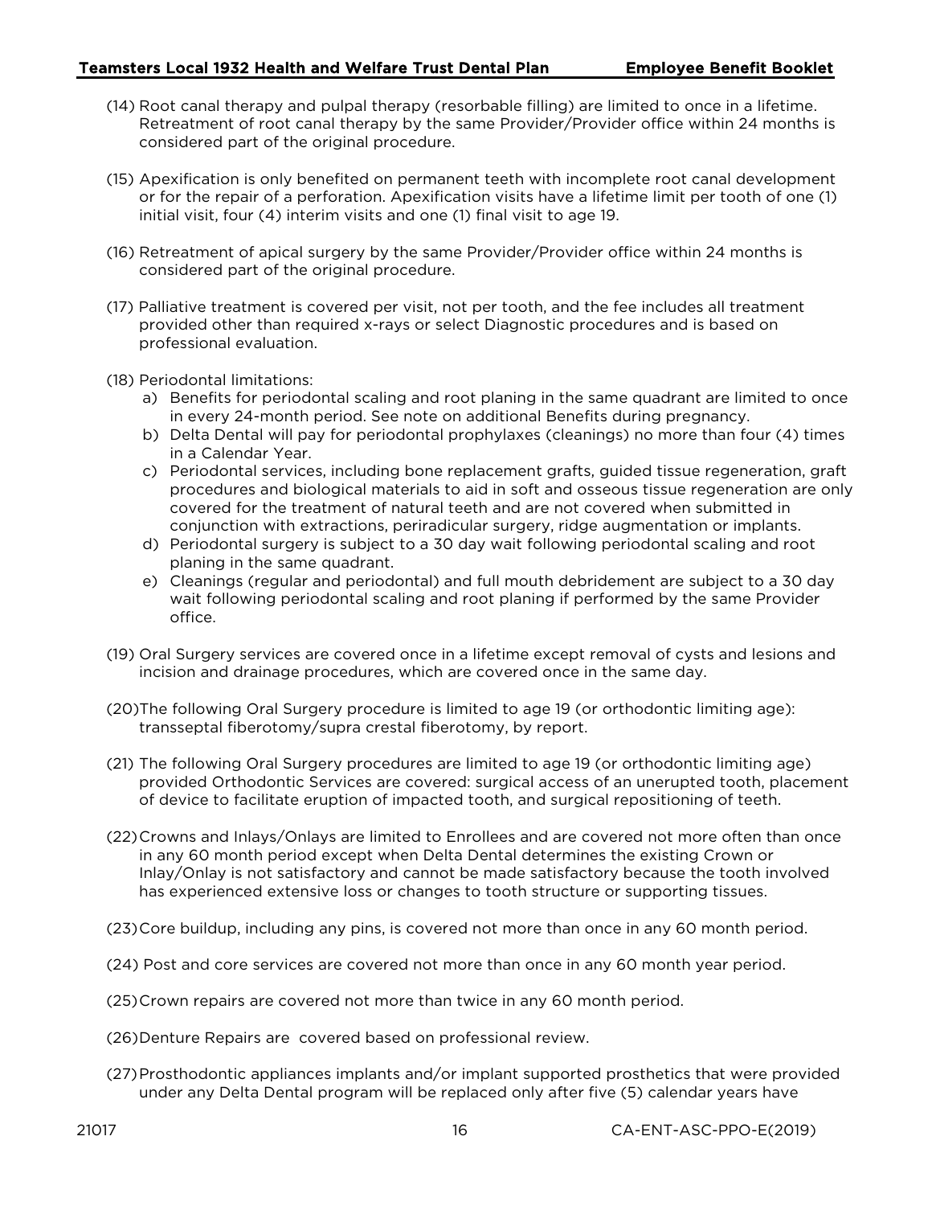(14) Root canal therapy and pulpal therapy (resorbable filling) are limited to once in a lifetime. Retreatment of root canal therapy by the same Provider/Provider office within 24 months is considered part of the original procedure.

(15) Apexification is only benefited on permanent teeth with incomplete root canal development or for the repair of a perforation. Apexification visits have a lifetime limit per tooth of one (1) initial visit, four (4) interim visits and one (1) final visit to age 19.

(16) Retreatment of apical surgery by the same Provider/Provider office within 24 months is considered part of the original procedure.

(17) Palliative treatment is covered per visit, not per tooth, and the fee includes all treatment provided other than required x-rays or select Diagnostic procedures and is based on professional evaluation.

(18) Periodontal limitations:

a) Benefits for periodontal scaling and root planing in the same quadrant are limited to once in every 24-month period. See note on additional Benefits during pregnancy.

b) Delta Dental will pay for periodontal prophylaxes (cleanings) no more than four (4) times in a Calendar Year.

c) Periodontal services, including bone replacement grafts, guided tissue regeneration, graft procedures and biological materials to aid in soft and osseous tissue regeneration are only covered for the treatment of natural teeth and are not covered when submitted in conjunction with extractions, periradicular surgery, ridge augmentation or implants.

d) Periodontal surgery is subject to a 30 day wait following periodontal scaling and root planing in the same quadrant.

e) Cleanings (regular and periodontal) and full mouth debridement are subject to a 30 day wait following periodontal scaling and root planing if performed by the same Provider office.

(19) Oral Surgery services are covered once in a lifetime except removal of cysts and lesions and incision and drainage procedures, which are covered once in the same day.

(20) The following Oral Surgery procedure is limited to age 19 (or orthodontic limiting age): transseptal fiberotomy/supra crestal fiberotomy, by report.

(21) The following Oral Surgery procedures are limited to age 19 (or orthodontic limiting age) provided Orthodontic Services are covered: surgical access of an unerupted tooth, placement of device to facilitate eruption of impacted tooth, and surgical repositioning of teeth.

(22) Crowns and Inlays/Onlays are limited to Enrollees and are covered not more often than once in any 60 month period except when Delta Dental determines the existing Crown or Inlay/Onlay is not satisfactory and cannot be made satisfactory because the tooth involved has experienced extensive loss or changes to tooth structure or supporting tissues.

(23) Core buildup, including any pins, is covered not more than once in any 60 month period.

(24) Post and core services are covered not more than once in any 60 month year period.

(25) Crown repairs are covered not more than twice in any 60 month period.

(26) Denture Repairs are covered based on professional review.

(27) Prosthodontic appliances implants and/or implant supported prosthetics that were provided under any Delta Dental program will be replaced only after five (5) calendar years have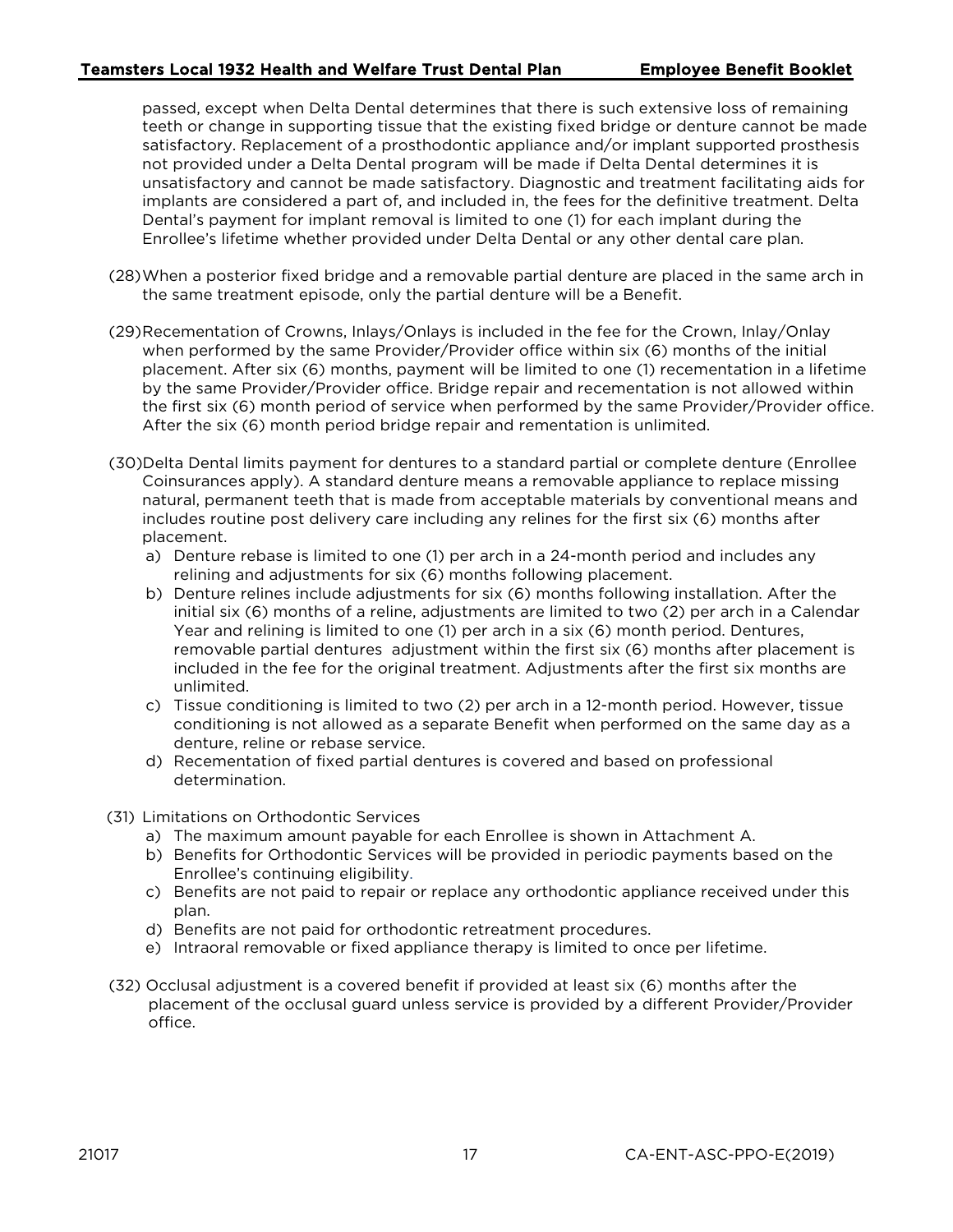passed, except when Delta Dental determines that there is such extensive loss of remaining teeth or change in supporting tissue that the existing fixed bridge or denture cannot be made satisfactory. Replacement of a prosthodontic appliance and/or implant supported prosthesis not provided under a Delta Dental program will be made if Delta Dental determines it is unsatisfactory and cannot be made satisfactory. Diagnostic and treatment facilitating aids for implants are considered a part of, and included in, the fees for the definitive treatment. Delta Dental's payment for implant removal is limited to one (1) for each implant during the Enrollee's lifetime whether provided under Delta Dental or any other dental care plan.

(28) When a posterior fixed bridge and a removable partial denture are placed in the same arch in the same treatment episode, only the partial denture will be a Benefit.

(29) Recementation of Crowns, Inlays/Onlays is included in the fee for the Crown, Inlay/Onlay when performed by the same Provider/Provider office within six (6) months of the initial placement. After six (6) months, payment will be limited to one (1) recementation in a lifetime by the same Provider/Provider office. Bridge repair and recementation is not allowed within the first six (6) month period of service when performed by the same Provider/Provider office. After the six (6) month period bridge repair and rementation is unlimited.

(30) Delta Dental limits payment for dentures to a standard partial or complete denture (Enrollee Coinsurances apply). A standard denture means a removable appliance to replace missing natural, permanent teeth that is made from acceptable materials by conventional means and includes routine post delivery care including any relines for the first six (6) months after placement.

   a) Denture rebase is limited to one (1) per arch in a 24-month period and includes any relining and adjustments for six (6) months following placement.
   b) Denture relines include adjustments for six (6) months following installation. After the initial six (6) months of a reline, adjustments are limited to two (2) per arch in a Calendar Year and relining is limited to one (1) per arch in a six (6) month period. Dentures, removable partial dentures adjustment within the first six (6) months after placement is included in the fee for the original treatment. Adjustments after the first six months are unlimited.
   c) Tissue conditioning is limited to two (2) per arch in a 12-month period. However, tissue conditioning is not allowed as a separate Benefit when performed on the same day as a denture, reline or rebase service.
   d) Recementation of fixed partial dentures is covered and based on professional determination.

(31) Limitations on Orthodontic Services

   a) The maximum amount payable for each Enrollee is shown in Attachment A.
   b) Benefits for Orthodontic Services will be provided in periodic payments based on the Enrollee's continuing eligibility.
   c) Benefits are not paid to repair or replace any orthodontic appliance received under this plan.
   d) Benefits are not paid for orthodontic retreatment procedures.
   e) Intraoral removable or fixed appliance therapy is limited to once per lifetime.

(32) Occlusal adjustment is a covered benefit if provided at least six (6) months after the placement of the occlusal guard unless service is provided by a different Provider/Provider office.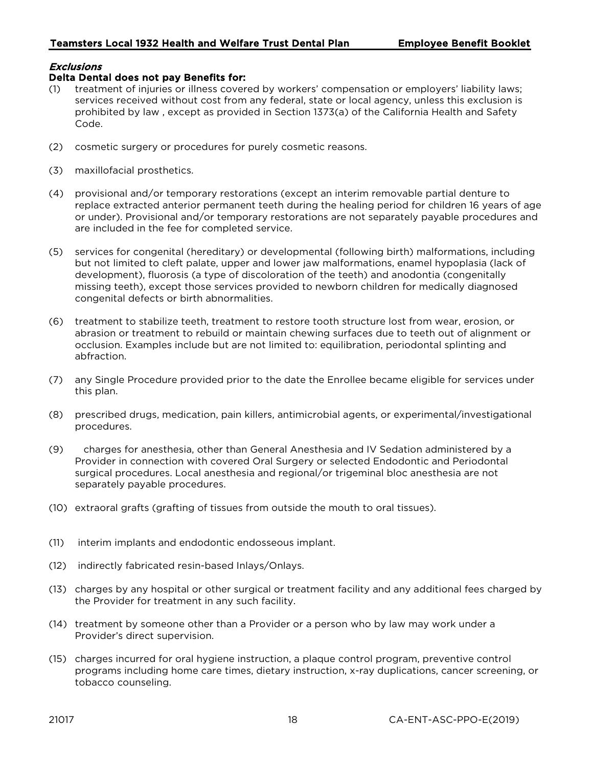***Exclusions***

**Delta Dental does not pay Benefits for:**

(1) treatment of injuries or illness covered by workers' compensation or employers' liability laws; services received without cost from any federal, state or local agency, unless this exclusion is prohibited by law , except as provided in Section 1373(a) of the California Health and Safety Code.

(2) cosmetic surgery or procedures for purely cosmetic reasons.

(3) maxillofacial prosthetics.

(4) provisional and/or temporary restorations (except an interim removable partial denture to replace extracted anterior permanent teeth during the healing period for children 16 years of age or under). Provisional and/or temporary restorations are not separately payable procedures and are included in the fee for completed service.

(5) services for congenital (hereditary) or developmental (following birth) malformations, including but not limited to cleft palate, upper and lower jaw malformations, enamel hypoplasia (lack of development), fluorosis (a type of discoloration of the teeth) and anodontia (congenitally missing teeth), except those services provided to newborn children for medically diagnosed congenital defects or birth abnormalities.

(6) treatment to stabilize teeth, treatment to restore tooth structure lost from wear, erosion, or abrasion or treatment to rebuild or maintain chewing surfaces due to teeth out of alignment or occlusion. Examples include but are not limited to: equilibration, periodontal splinting and abfraction.

(7) any Single Procedure provided prior to the date the Enrollee became eligible for services under this plan.

(8) prescribed drugs, medication, pain killers, antimicrobial agents, or experimental/investigational procedures.

(9) charges for anesthesia, other than General Anesthesia and IV Sedation administered by a Provider in connection with covered Oral Surgery or selected Endodontic and Periodontal surgical procedures. Local anesthesia and regional/or trigeminal bloc anesthesia are not separately payable procedures.

(10) extraoral grafts (grafting of tissues from outside the mouth to oral tissues).

(11) interim implants and endodontic endosseous implant.

(12) indirectly fabricated resin-based Inlays/Onlays.

(13) charges by any hospital or other surgical or treatment facility and any additional fees charged by the Provider for treatment in any such facility.

(14) treatment by someone other than a Provider or a person who by law may work under a Provider's direct supervision.

(15) charges incurred for oral hygiene instruction, a plaque control program, preventive control programs including home care times, dietary instruction, x-ray duplications, cancer screening, or tobacco counseling.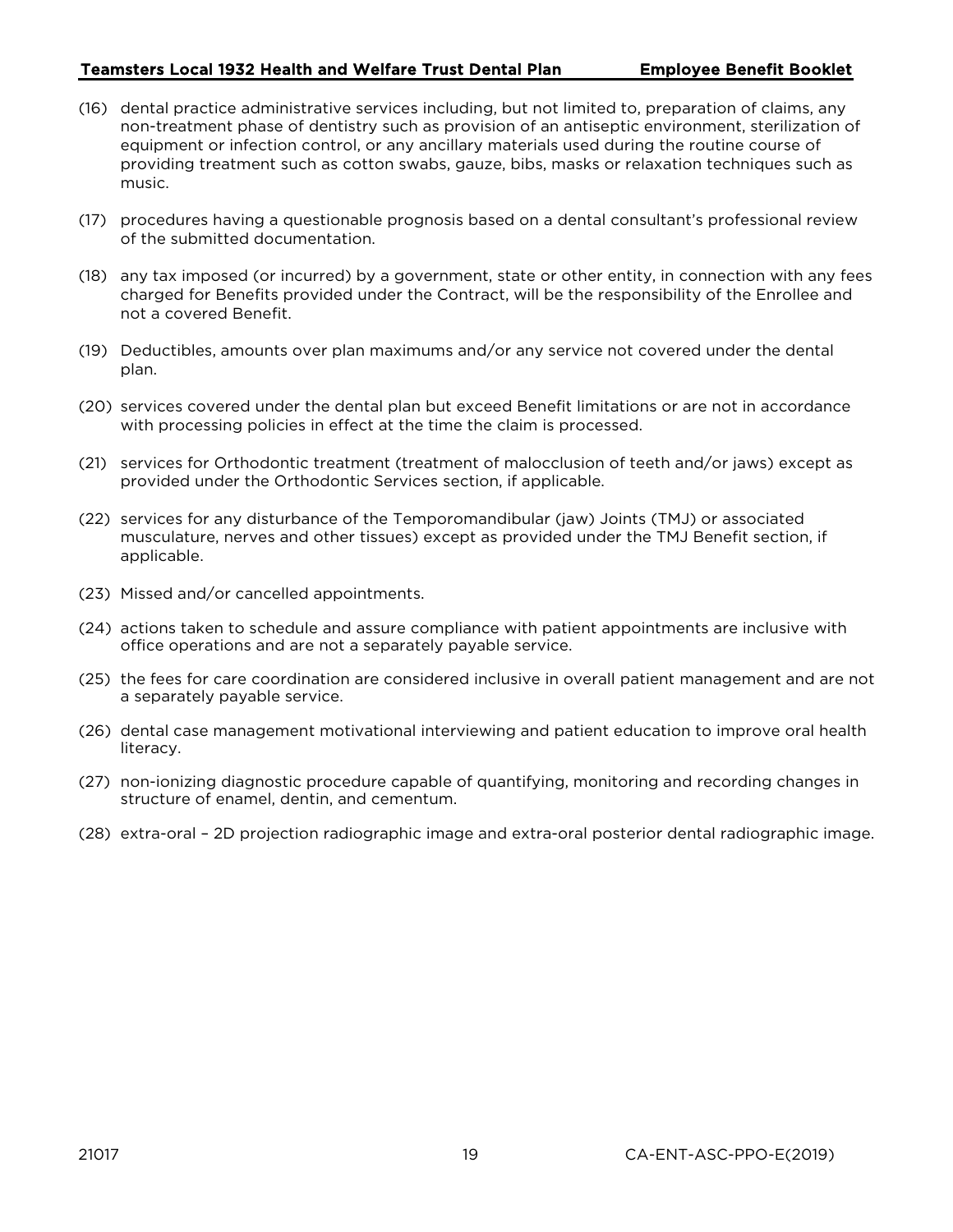(16) dental practice administrative services including, but not limited to, preparation of claims, any non-treatment phase of dentistry such as provision of an antiseptic environment, sterilization of equipment or infection control, or any ancillary materials used during the routine course of providing treatment such as cotton swabs, gauze, bibs, masks or relaxation techniques such as music.

(17) procedures having a questionable prognosis based on a dental consultant's professional review of the submitted documentation.

(18) any tax imposed (or incurred) by a government, state or other entity, in connection with any fees charged for Benefits provided under the Contract, will be the responsibility of the Enrollee and not a covered Benefit.

(19) Deductibles, amounts over plan maximums and/or any service not covered under the dental plan.

(20) services covered under the dental plan but exceed Benefit limitations or are not in accordance with processing policies in effect at the time the claim is processed.

(21) services for Orthodontic treatment (treatment of malocclusion of teeth and/or jaws) except as provided under the Orthodontic Services section, if applicable.

(22) services for any disturbance of the Temporomandibular (jaw) Joints (TMJ) or associated musculature, nerves and other tissues) except as provided under the TMJ Benefit section, if applicable.

(23) Missed and/or cancelled appointments.

(24) actions taken to schedule and assure compliance with patient appointments are inclusive with office operations and are not a separately payable service.

(25) the fees for care coordination are considered inclusive in overall patient management and are not a separately payable service.

(26) dental case management motivational interviewing and patient education to improve oral health literacy.

(27) non-ionizing diagnostic procedure capable of quantifying, monitoring and recording changes in structure of enamel, dentin, and cementum.

(28) extra-oral – 2D projection radiographic image and extra-oral posterior dental radiographic image.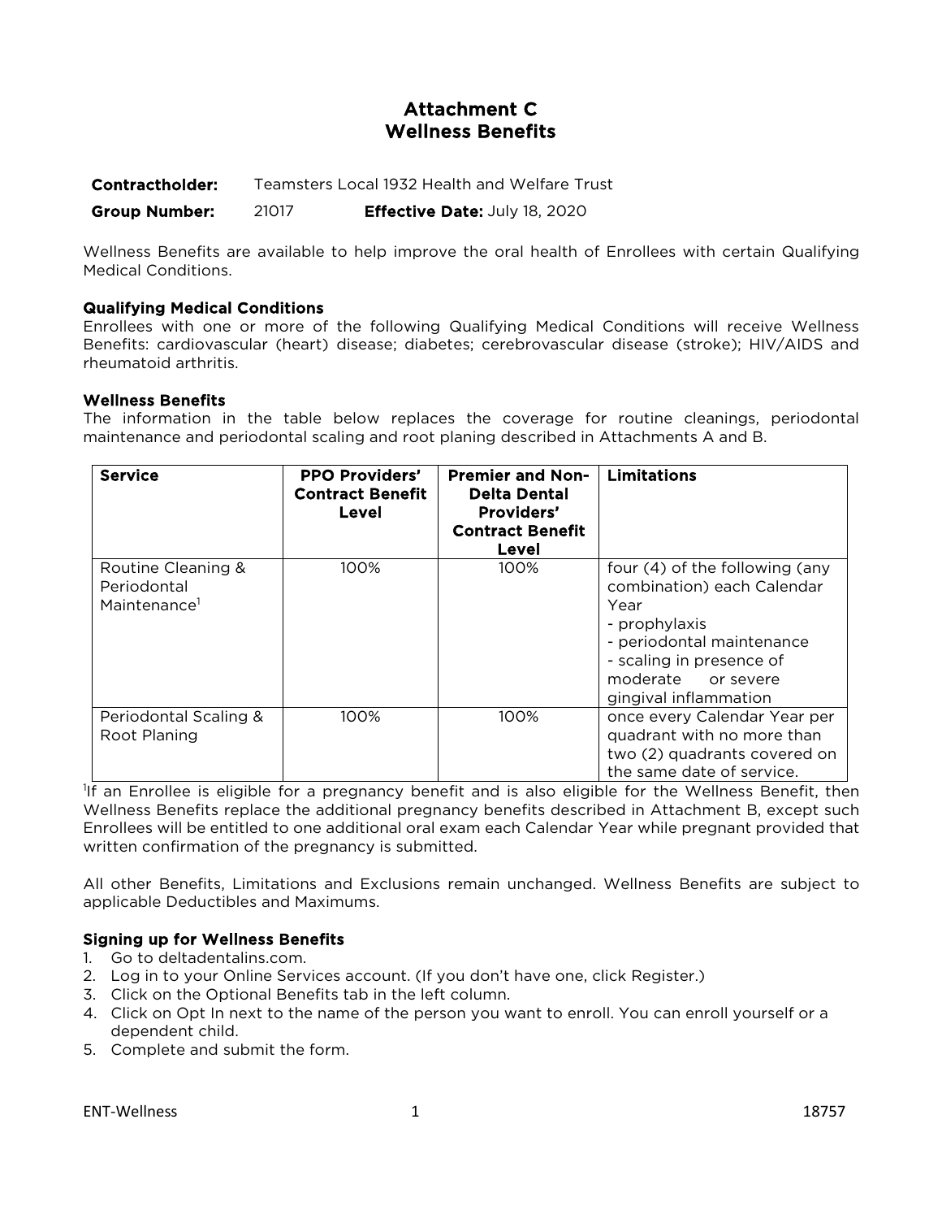# Attachment C
# Wellness Benefits

**Contractholder:** Teamsters Local 1932 Health and Welfare Trust

**Group Number:** 21017 **Effective Date:** July 18, 2020

Wellness Benefits are available to help improve the oral health of Enrollees with certain Qualifying Medical Conditions.

### Qualifying Medical Conditions

Enrollees with one or more of the following Qualifying Medical Conditions will receive Wellness Benefits: cardiovascular (heart) disease; diabetes; cerebrovascular disease (stroke); HIV/AIDS and rheumatoid arthritis.

### Wellness Benefits

The information in the table below replaces the coverage for routine cleanings, periodontal maintenance and periodontal scaling and root planing described in Attachments A and B.

| Service | PPO Providers' Contract Benefit Level | Premier and Non-Delta Dental Providers' Contract Benefit Level | Limitations |
|---|---|---|---|
| Routine Cleaning & Periodontal Maintenance[1] | 100% | 100% | four (4) of the following (any combination) each Calendar Year<br>- prophylaxis<br>- periodontal maintenance<br>- scaling in presence of moderate or severe gingival inflammation |
| Periodontal Scaling & Root Planing | 100% | 100% | once every Calendar Year per quadrant with no more than two (2) quadrants covered on the same date of service. |

[1]If an Enrollee is eligible for a pregnancy benefit and is also eligible for the Wellness Benefit, then Wellness Benefits replace the additional pregnancy benefits described in Attachment B, except such Enrollees will be entitled to one additional oral exam each Calendar Year while pregnant provided that written confirmation of the pregnancy is submitted.

All other Benefits, Limitations and Exclusions remain unchanged. Wellness Benefits are subject to applicable Deductibles and Maximums.

### Signing up for Wellness Benefits

1. Go to deltadentalins.com.
2. Log in to your Online Services account. (If you don't have one, click Register.)
3. Click on the Optional Benefits tab in the left column.
4. Click on Opt In next to the name of the person you want to enroll. You can enroll yourself or a dependent child.
5. Complete and submit the form.

ENT-Wellness 18757